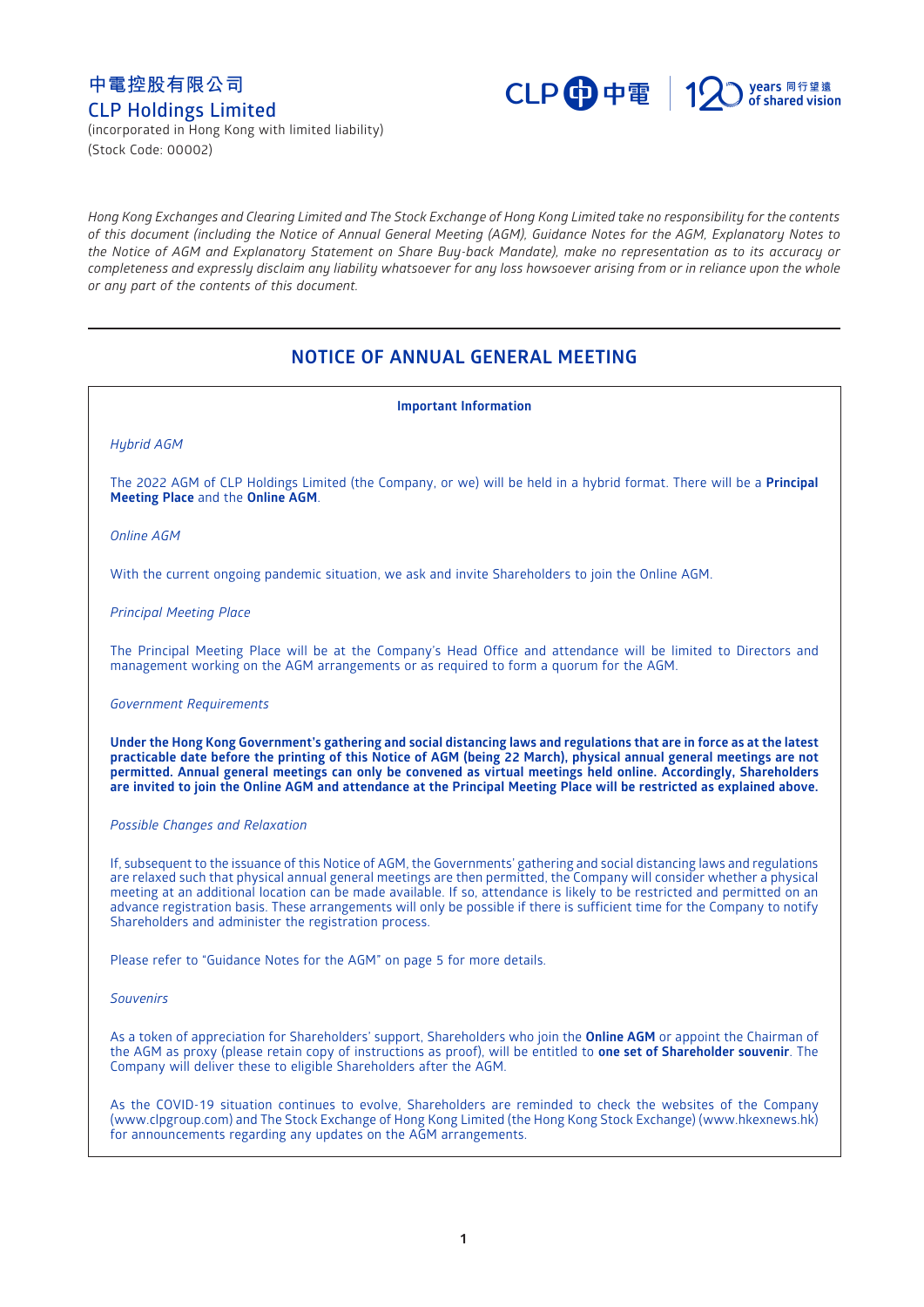中電控股有限公司

CLP Holdings Limited

(incorporated in Hong Kong with limited liability)

(Stock Code: 00002)

*Hong Kong Exchanges and Clearing Limited and The Stock Exchange of Hong Kong Limited take no responsibility for the contents of this document (including the Notice of Annual General Meeting (AGM), Guidance Notes for the AGM, Explanatory Notes to the Notice of AGM and Explanatory Statement on Share Buy-back Mandate), make no representation as to its accuracy or completeness and expressly disclaim any liability whatsoever for any loss howsoever arising from or in reliance upon the whole or any part of the contents of this document.*

# NOTICE OF ANNUAL GENERAL MEETING

**Important Information**

*Hybrid AGM*

The 2022 AGM of CLP Holdings Limited (the Company, or we) will be held in a hybrid format. There will be a **Principal Meeting Place** and the **Online AGM**.

*Online AGM*

With the current ongoing pandemic situation, we ask and invite Shareholders to join the Online AGM.

*Principal Meeting Place*

The Principal Meeting Place will be at the Company's Head Office and attendance will be limited to Directors and management working on the AGM arrangements or as required to form a quorum for the AGM.

*Government Requirements*

**Under the Hong Kong Government's gathering and social distancing laws and regulations that are in force as at the latest practicable date before the printing of this Notice of AGM (being 22 March), physical annual general meetings are not permitted. Annual general meetings can only be convened as virtual meetings held online. Accordingly, Shareholders are invited to join the Online AGM and attendance at the Principal Meeting Place will be restricted as explained above.**

*Possible Changes and Relaxation*

If, subsequent to the issuance of this Notice of AGM, the Governments' gathering and social distancing laws and regulations are relaxed such that physical annual general meetings are then permitted, the Company will consider whether a physical meeting at an additional location can be made available. If so, attendance is likely to be restricted and permitted on an advance registration basis. These arrangements will only be possible if there is sufficient time for the Company to notify Shareholders and administer the registration process.

Please refer to "Guidance Notes for the AGM" on page 5 for more details.

*Souvenirs*

As a token of appreciation for Shareholders' support, Shareholders who join the **Online AGM** or appoint the Chairman of the AGM as proxy (please retain copy of instructions as proof), will be entitled to **one set of Shareholder souvenir**. The Company will deliver these to eligible Shareholders after the AGM.

As the COVID-19 situation continues to evolve, Shareholders are reminded to check the websites of the Company (www.clpgroup.com) and The Stock Exchange of Hong Kong Limited (the Hong Kong Stock Exchange) (www.hkexnews.hk) for announcements regarding any updates on the AGM arrangements.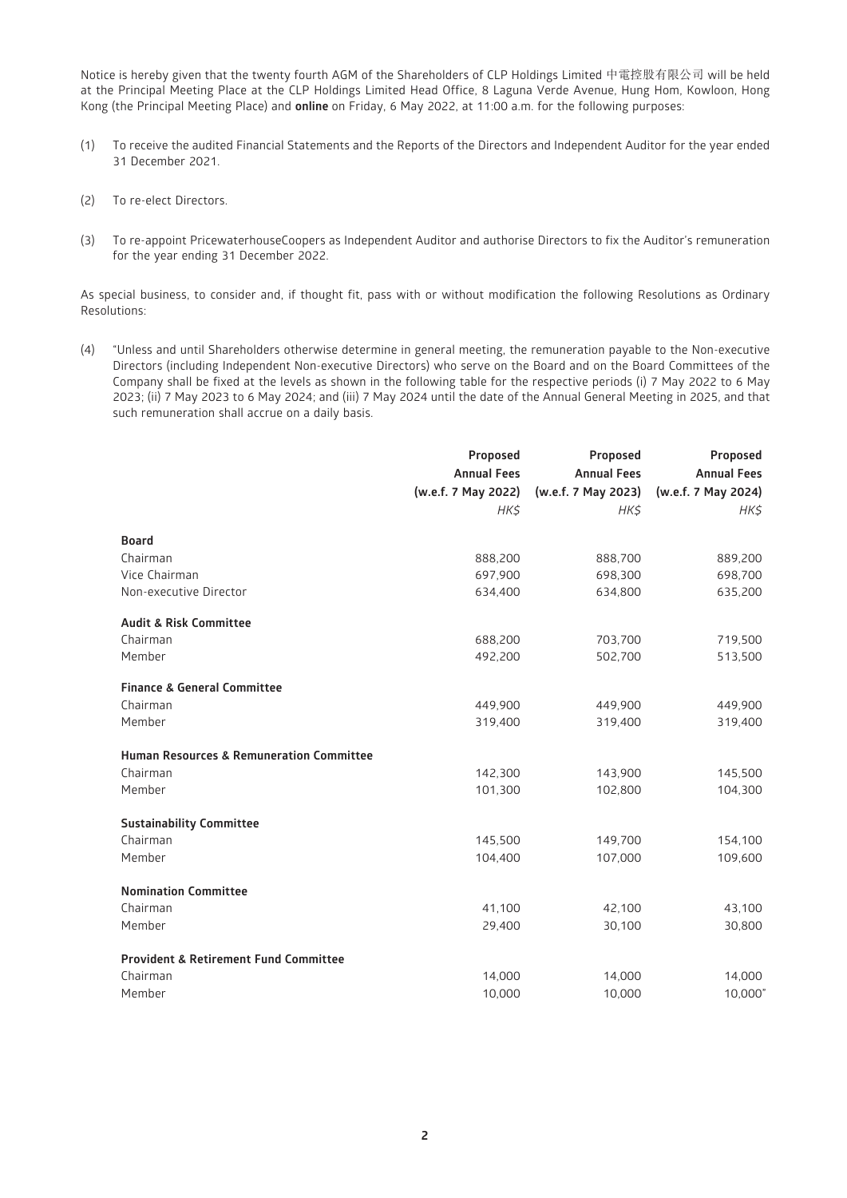Notice is hereby given that the twenty fourth AGM of the Shareholders of CLP Holdings Limited 中電控股有限公司 will be held at the Principal Meeting Place at the CLP Holdings Limited Head Office, 8 Laguna Verde Avenue, Hung Hom, Kowloon, Hong Kong (the Principal Meeting Place) and **online** on Friday, 6 May 2022, at 11:00 a.m. for the following purposes:

(1) To receive the audited Financial Statements and the Reports of the Directors and Independent Auditor for the year ended 31 December 2021.

(2) To re-elect Directors.

(3) To re-appoint PricewaterhouseCoopers as Independent Auditor and authorise Directors to fix the Auditor's remuneration for the year ending 31 December 2022.

As special business, to consider and, if thought fit, pass with or without modification the following Resolutions as Ordinary Resolutions:

(4) "Unless and until Shareholders otherwise determine in general meeting, the remuneration payable to the Non-executive Directors (including Independent Non-executive Directors) who serve on the Board and on the Board Committees of the Company shall be fixed at the levels as shown in the following table for the respective periods (i) 7 May 2022 to 6 May 2023; (ii) 7 May 2023 to 6 May 2024; and (iii) 7 May 2024 until the date of the Annual General Meeting in 2025, and that such remuneration shall accrue on a daily basis.

| | Proposed Annual Fees (w.e.f. 7 May 2022) *HK$* | Proposed Annual Fees (w.e.f. 7 May 2023) *HK$* | Proposed Annual Fees (w.e.f. 7 May 2024) *HK$* |
|---|---|---|---|
| **Board** | | | |
| Chairman | 888,200 | 888,700 | 889,200 |
| Vice Chairman | 697,900 | 698,300 | 698,700 |
| Non-executive Director | 634,400 | 634,800 | 635,200 |
| **Audit & Risk Committee** | | | |
| Chairman | 688,200 | 703,700 | 719,500 |
| Member | 492,200 | 502,700 | 513,500 |
| **Finance & General Committee** | | | |
| Chairman | 449,900 | 449,900 | 449,900 |
| Member | 319,400 | 319,400 | 319,400 |
| **Human Resources & Remuneration Committee** | | | |
| Chairman | 142,300 | 143,900 | 145,500 |
| Member | 101,300 | 102,800 | 104,300 |
| **Sustainability Committee** | | | |
| Chairman | 145,500 | 149,700 | 154,100 |
| Member | 104,400 | 107,000 | 109,600 |
| **Nomination Committee** | | | |
| Chairman | 41,100 | 42,100 | 43,100 |
| Member | 29,400 | 30,100 | 30,800 |
| **Provident & Retirement Fund Committee** | | | |
| Chairman | 14,000 | 14,000 | 14,000 |
| Member | 10,000 | 10,000 | 10,000" |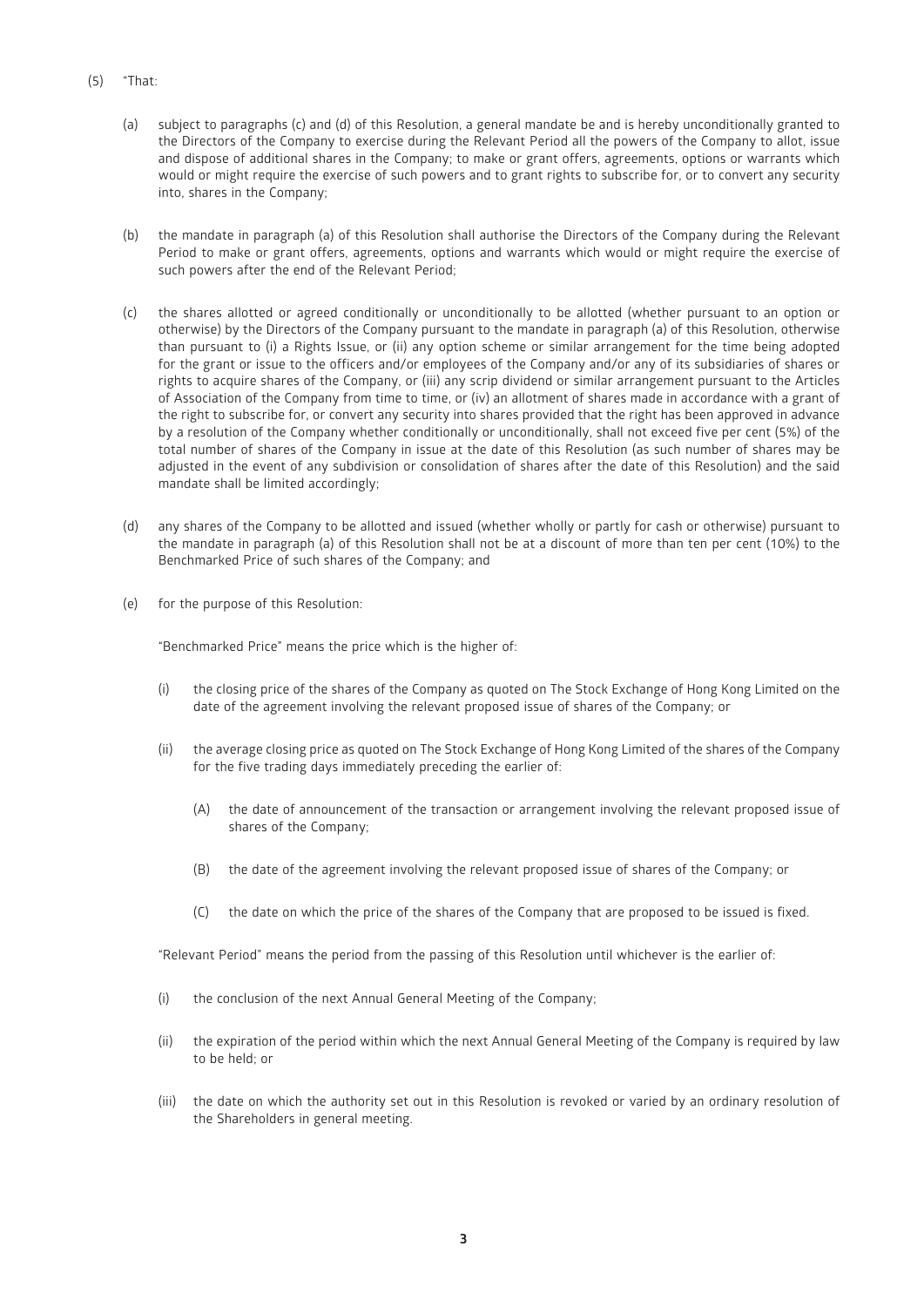(5) "That:

(a) subject to paragraphs (c) and (d) of this Resolution, a general mandate be and is hereby unconditionally granted to the Directors of the Company to exercise during the Relevant Period all the powers of the Company to allot, issue and dispose of additional shares in the Company; to make or grant offers, agreements, options or warrants which would or might require the exercise of such powers and to grant rights to subscribe for, or to convert any security into, shares in the Company;

(b) the mandate in paragraph (a) of this Resolution shall authorise the Directors of the Company during the Relevant Period to make or grant offers, agreements, options and warrants which would or might require the exercise of such powers after the end of the Relevant Period;

(c) the shares allotted or agreed conditionally or unconditionally to be allotted (whether pursuant to an option or otherwise) by the Directors of the Company pursuant to the mandate in paragraph (a) of this Resolution, otherwise than pursuant to (i) a Rights Issue, or (ii) any option scheme or similar arrangement for the time being adopted for the grant or issue to the officers and/or employees of the Company and/or any of its subsidiaries of shares or rights to acquire shares of the Company, or (iii) any scrip dividend or similar arrangement pursuant to the Articles of Association of the Company from time to time, or (iv) an allotment of shares made in accordance with a grant of the right to subscribe for, or convert any security into shares provided that the right has been approved in advance by a resolution of the Company whether conditionally or unconditionally, shall not exceed five per cent (5%) of the total number of shares of the Company in issue at the date of this Resolution (as such number of shares may be adjusted in the event of any subdivision or consolidation of shares after the date of this Resolution) and the said mandate shall be limited accordingly;

(d) any shares of the Company to be allotted and issued (whether wholly or partly for cash or otherwise) pursuant to the mandate in paragraph (a) of this Resolution shall not be at a discount of more than ten per cent (10%) to the Benchmarked Price of such shares of the Company; and

(e) for the purpose of this Resolution:

"Benchmarked Price" means the price which is the higher of:

(i) the closing price of the shares of the Company as quoted on The Stock Exchange of Hong Kong Limited on the date of the agreement involving the relevant proposed issue of shares of the Company; or

(ii) the average closing price as quoted on The Stock Exchange of Hong Kong Limited of the shares of the Company for the five trading days immediately preceding the earlier of:

(A) the date of announcement of the transaction or arrangement involving the relevant proposed issue of shares of the Company;

(B) the date of the agreement involving the relevant proposed issue of shares of the Company; or

(C) the date on which the price of the shares of the Company that are proposed to be issued is fixed.

"Relevant Period" means the period from the passing of this Resolution until whichever is the earlier of:

(i) the conclusion of the next Annual General Meeting of the Company;

(ii) the expiration of the period within which the next Annual General Meeting of the Company is required by law to be held; or

(iii) the date on which the authority set out in this Resolution is revoked or varied by an ordinary resolution of the Shareholders in general meeting.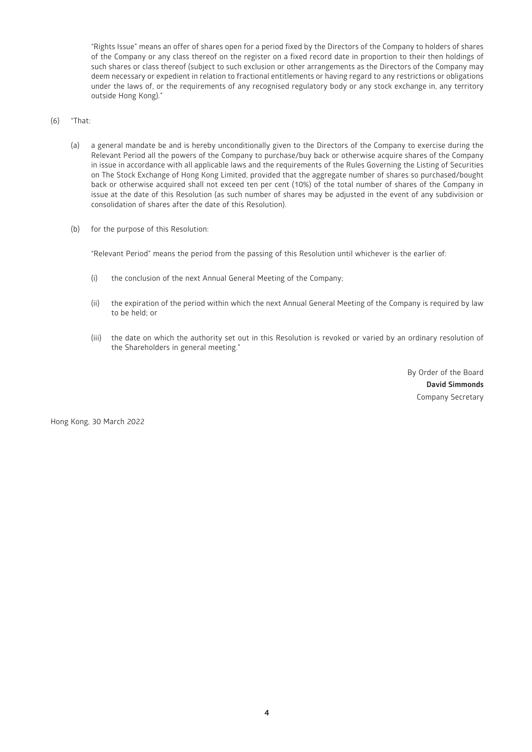"Rights Issue" means an offer of shares open for a period fixed by the Directors of the Company to holders of shares of the Company or any class thereof on the register on a fixed record date in proportion to their then holdings of such shares or class thereof (subject to such exclusion or other arrangements as the Directors of the Company may deem necessary or expedient in relation to fractional entitlements or having regard to any restrictions or obligations under the laws of, or the requirements of any recognised regulatory body or any stock exchange in, any territory outside Hong Kong)."

(6) "That:

(a) a general mandate be and is hereby unconditionally given to the Directors of the Company to exercise during the Relevant Period all the powers of the Company to purchase/buy back or otherwise acquire shares of the Company in issue in accordance with all applicable laws and the requirements of the Rules Governing the Listing of Securities on The Stock Exchange of Hong Kong Limited, provided that the aggregate number of shares so purchased/bought back or otherwise acquired shall not exceed ten per cent (10%) of the total number of shares of the Company in issue at the date of this Resolution (as such number of shares may be adjusted in the event of any subdivision or consolidation of shares after the date of this Resolution).

(b) for the purpose of this Resolution:

"Relevant Period" means the period from the passing of this Resolution until whichever is the earlier of:

(i) the conclusion of the next Annual General Meeting of the Company;

(ii) the expiration of the period within which the next Annual General Meeting of the Company is required by law to be held; or

(iii) the date on which the authority set out in this Resolution is revoked or varied by an ordinary resolution of the Shareholders in general meeting."

By Order of the Board
**David Simmonds**
Company Secretary

Hong Kong, 30 March 2022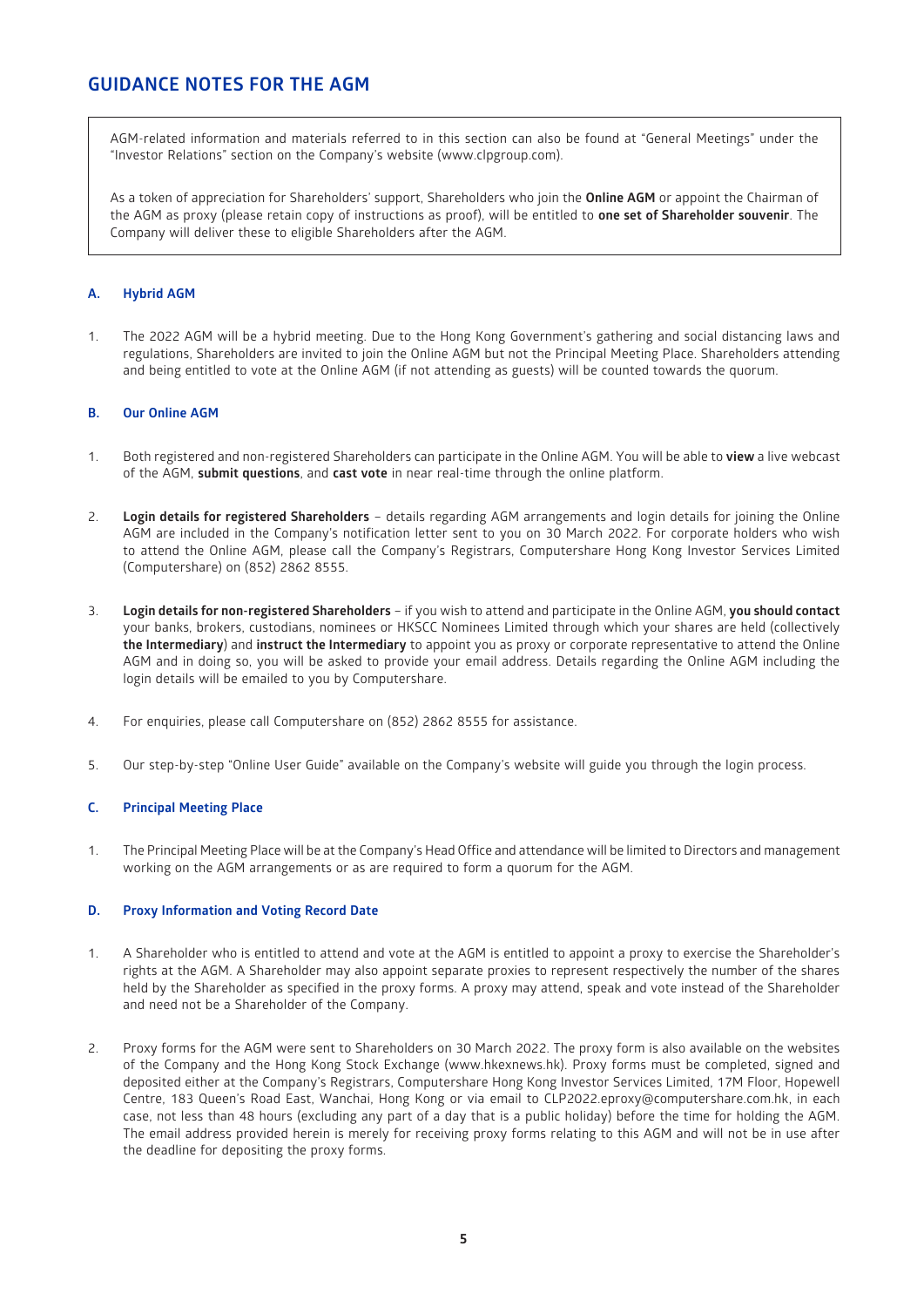## GUIDANCE NOTES FOR THE AGM

AGM-related information and materials referred to in this section can also be found at "General Meetings" under the "Investor Relations" section on the Company's website (www.clpgroup.com).

As a token of appreciation for Shareholders' support, Shareholders who join the **Online AGM** or appoint the Chairman of the AGM as proxy (please retain copy of instructions as proof), will be entitled to **one set of Shareholder souvenir**. The Company will deliver these to eligible Shareholders after the AGM.

### A. Hybrid AGM

1. The 2022 AGM will be a hybrid meeting. Due to the Hong Kong Government's gathering and social distancing laws and regulations, Shareholders are invited to join the Online AGM but not the Principal Meeting Place. Shareholders attending and being entitled to vote at the Online AGM (if not attending as guests) will be counted towards the quorum.

### B. Our Online AGM

1. Both registered and non-registered Shareholders can participate in the Online AGM. You will be able to **view** a live webcast of the AGM, **submit questions**, and **cast vote** in near real-time through the online platform.

2. **Login details for registered Shareholders** – details regarding AGM arrangements and login details for joining the Online AGM are included in the Company's notification letter sent to you on 30 March 2022. For corporate holders who wish to attend the Online AGM, please call the Company's Registrars, Computershare Hong Kong Investor Services Limited (Computershare) on (852) 2862 8555.

3. **Login details for non-registered Shareholders** – if you wish to attend and participate in the Online AGM, **you should contact** your banks, brokers, custodians, nominees or HKSCC Nominees Limited through which your shares are held (collectively **the Intermediary**) and **instruct the Intermediary** to appoint you as proxy or corporate representative to attend the Online AGM and in doing so, you will be asked to provide your email address. Details regarding the Online AGM including the login details will be emailed to you by Computershare.

4. For enquiries, please call Computershare on (852) 2862 8555 for assistance.

5. Our step-by-step "Online User Guide" available on the Company's website will guide you through the login process.

### C. Principal Meeting Place

1. The Principal Meeting Place will be at the Company's Head Office and attendance will be limited to Directors and management working on the AGM arrangements or as are required to form a quorum for the AGM.

### D. Proxy Information and Voting Record Date

1. A Shareholder who is entitled to attend and vote at the AGM is entitled to appoint a proxy to exercise the Shareholder's rights at the AGM. A Shareholder may also appoint separate proxies to represent respectively the number of the shares held by the Shareholder as specified in the proxy forms. A proxy may attend, speak and vote instead of the Shareholder and need not be a Shareholder of the Company.

2. Proxy forms for the AGM were sent to Shareholders on 30 March 2022. The proxy form is also available on the websites of the Company and the Hong Kong Stock Exchange (www.hkexnews.hk). Proxy forms must be completed, signed and deposited either at the Company's Registrars, Computershare Hong Kong Investor Services Limited, 17M Floor, Hopewell Centre, 183 Queen's Road East, Wanchai, Hong Kong or via email to CLP2022.eproxy@computershare.com.hk, in each case, not less than 48 hours (excluding any part of a day that is a public holiday) before the time for holding the AGM. The email address provided herein is merely for receiving proxy forms relating to this AGM and will not be in use after the deadline for depositing the proxy forms.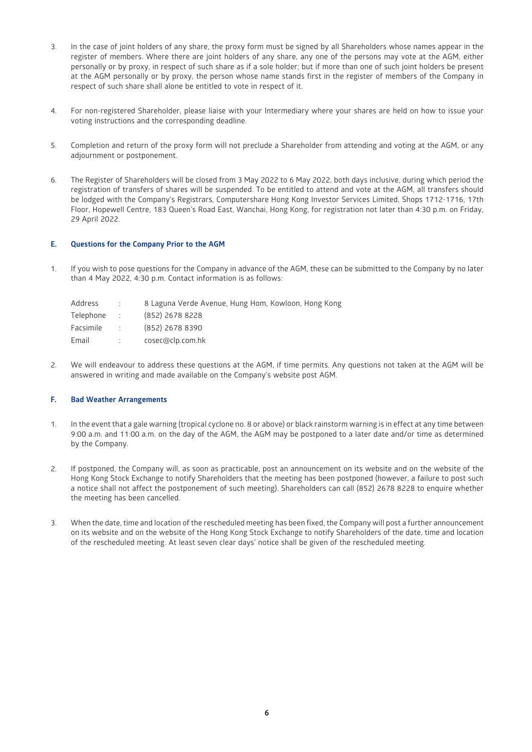3. In the case of joint holders of any share, the proxy form must be signed by all Shareholders whose names appear in the register of members. Where there are joint holders of any share, any one of the persons may vote at the AGM, either personally or by proxy, in respect of such share as if a sole holder; but if more than one of such joint holders be present at the AGM personally or by proxy, the person whose name stands first in the register of members of the Company in respect of such share shall alone be entitled to vote in respect of it.

4. For non-registered Shareholder, please liaise with your Intermediary where your shares are held on how to issue your voting instructions and the corresponding deadline.

5. Completion and return of the proxy form will not preclude a Shareholder from attending and voting at the AGM, or any adjournment or postponement.

6. The Register of Shareholders will be closed from 3 May 2022 to 6 May 2022, both days inclusive, during which period the registration of transfers of shares will be suspended. To be entitled to attend and vote at the AGM, all transfers should be lodged with the Company's Registrars, Computershare Hong Kong Investor Services Limited, Shops 1712-1716, 17th Floor, Hopewell Centre, 183 Queen's Road East, Wanchai, Hong Kong, for registration not later than 4:30 p.m. on Friday, 29 April 2022.

## E. Questions for the Company Prior to the AGM

1. If you wish to pose questions for the Company in advance of the AGM, these can be submitted to the Company by no later than 4 May 2022, 4:30 p.m. Contact information is as follows:

   | | | |
   |---|---|---|
   | Address | : | 8 Laguna Verde Avenue, Hung Hom, Kowloon, Hong Kong |
   | Telephone | : | (852) 2678 8228 |
   | Facsimile | : | (852) 2678 8390 |
   | Email | : | cosec@clp.com.hk |

2. We will endeavour to address these questions at the AGM, if time permits. Any questions not taken at the AGM will be answered in writing and made available on the Company's website post AGM.

## F. Bad Weather Arrangements

1. In the event that a gale warning (tropical cyclone no. 8 or above) or black rainstorm warning is in effect at any time between 9:00 a.m. and 11:00 a.m. on the day of the AGM, the AGM may be postponed to a later date and/or time as determined by the Company.

2. If postponed, the Company will, as soon as practicable, post an announcement on its website and on the website of the Hong Kong Stock Exchange to notify Shareholders that the meeting has been postponed (however, a failure to post such a notice shall not affect the postponement of such meeting). Shareholders can call (852) 2678 8228 to enquire whether the meeting has been cancelled.

3. When the date, time and location of the rescheduled meeting has been fixed, the Company will post a further announcement on its website and on the website of the Hong Kong Stock Exchange to notify Shareholders of the date, time and location of the rescheduled meeting. At least seven clear days' notice shall be given of the rescheduled meeting.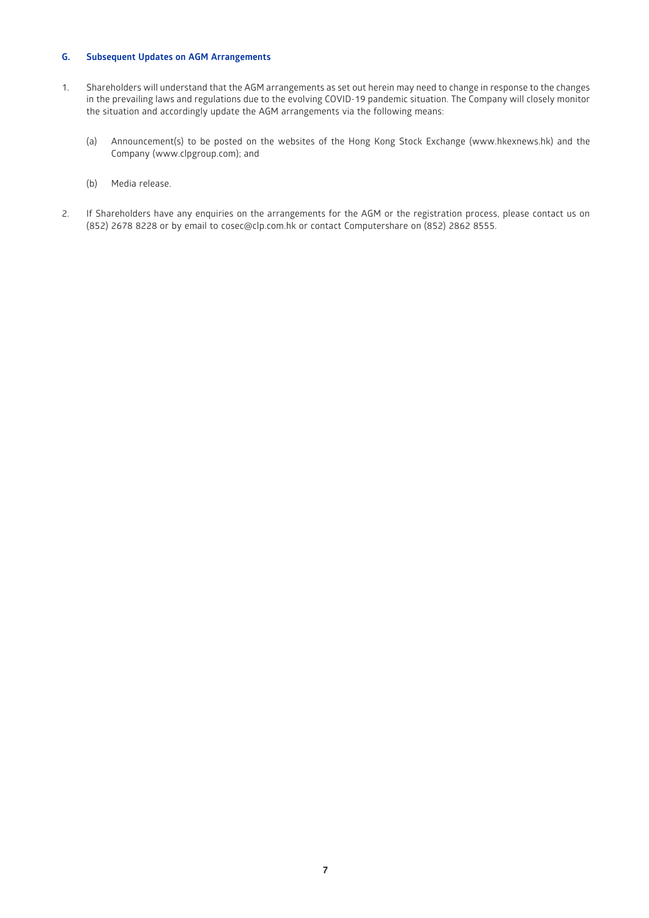### G. Subsequent Updates on AGM Arrangements

1. Shareholders will understand that the AGM arrangements as set out herein may need to change in response to the changes in the prevailing laws and regulations due to the evolving COVID-19 pandemic situation. The Company will closely monitor the situation and accordingly update the AGM arrangements via the following means:

   (a) Announcement(s) to be posted on the websites of the Hong Kong Stock Exchange (www.hkexnews.hk) and the Company (www.clpgroup.com); and

   (b) Media release.

2. If Shareholders have any enquiries on the arrangements for the AGM or the registration process, please contact us on (852) 2678 8228 or by email to cosec@clp.com.hk or contact Computershare on (852) 2862 8555.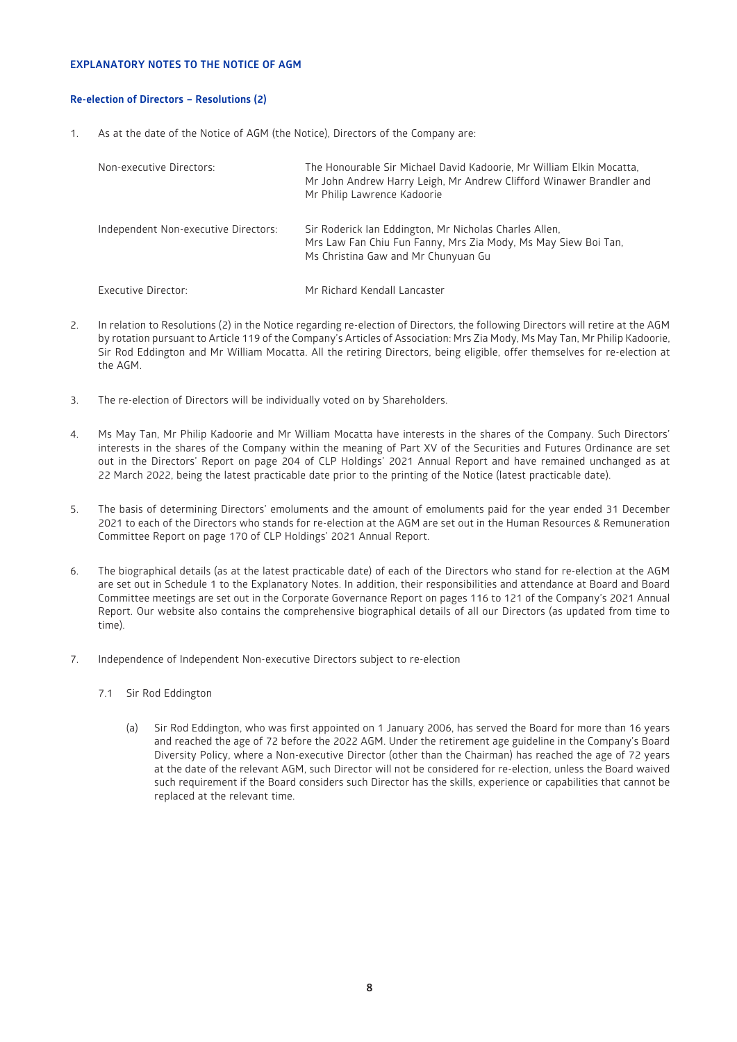## EXPLANATORY NOTES TO THE NOTICE OF AGM

### Re-election of Directors – Resolutions (2)

1. As at the date of the Notice of AGM (the Notice), Directors of the Company are:

| | |
|---|---|
| Non-executive Directors: | The Honourable Sir Michael David Kadoorie, Mr William Elkin Mocatta, Mr John Andrew Harry Leigh, Mr Andrew Clifford Winawer Brandler and Mr Philip Lawrence Kadoorie |
| Independent Non-executive Directors: | Sir Roderick Ian Eddington, Mr Nicholas Charles Allen, Mrs Law Fan Chiu Fun Fanny, Mrs Zia Mody, Ms May Siew Boi Tan, Ms Christina Gaw and Mr Chunyuan Gu |
| Executive Director: | Mr Richard Kendall Lancaster |

2. In relation to Resolutions (2) in the Notice regarding re-election of Directors, the following Directors will retire at the AGM by rotation pursuant to Article 119 of the Company's Articles of Association: Mrs Zia Mody, Ms May Tan, Mr Philip Kadoorie, Sir Rod Eddington and Mr William Mocatta. All the retiring Directors, being eligible, offer themselves for re-election at the AGM.

3. The re-election of Directors will be individually voted on by Shareholders.

4. Ms May Tan, Mr Philip Kadoorie and Mr William Mocatta have interests in the shares of the Company. Such Directors' interests in the shares of the Company within the meaning of Part XV of the Securities and Futures Ordinance are set out in the Directors' Report on page 204 of CLP Holdings' 2021 Annual Report and have remained unchanged as at 22 March 2022, being the latest practicable date prior to the printing of the Notice (latest practicable date).

5. The basis of determining Directors' emoluments and the amount of emoluments paid for the year ended 31 December 2021 to each of the Directors who stands for re-election at the AGM are set out in the Human Resources & Remuneration Committee Report on page 170 of CLP Holdings' 2021 Annual Report.

6. The biographical details (as at the latest practicable date) of each of the Directors who stand for re-election at the AGM are set out in Schedule 1 to the Explanatory Notes. In addition, their responsibilities and attendance at Board and Board Committee meetings are set out in the Corporate Governance Report on pages 116 to 121 of the Company's 2021 Annual Report. Our website also contains the comprehensive biographical details of all our Directors (as updated from time to time).

7. Independence of Independent Non-executive Directors subject to re-election

   7.1 Sir Rod Eddington

      (a) Sir Rod Eddington, who was first appointed on 1 January 2006, has served the Board for more than 16 years and reached the age of 72 before the 2022 AGM. Under the retirement age guideline in the Company's Board Diversity Policy, where a Non-executive Director (other than the Chairman) has reached the age of 72 years at the date of the relevant AGM, such Director will not be considered for re-election, unless the Board waived such requirement if the Board considers such Director has the skills, experience or capabilities that cannot be replaced at the relevant time.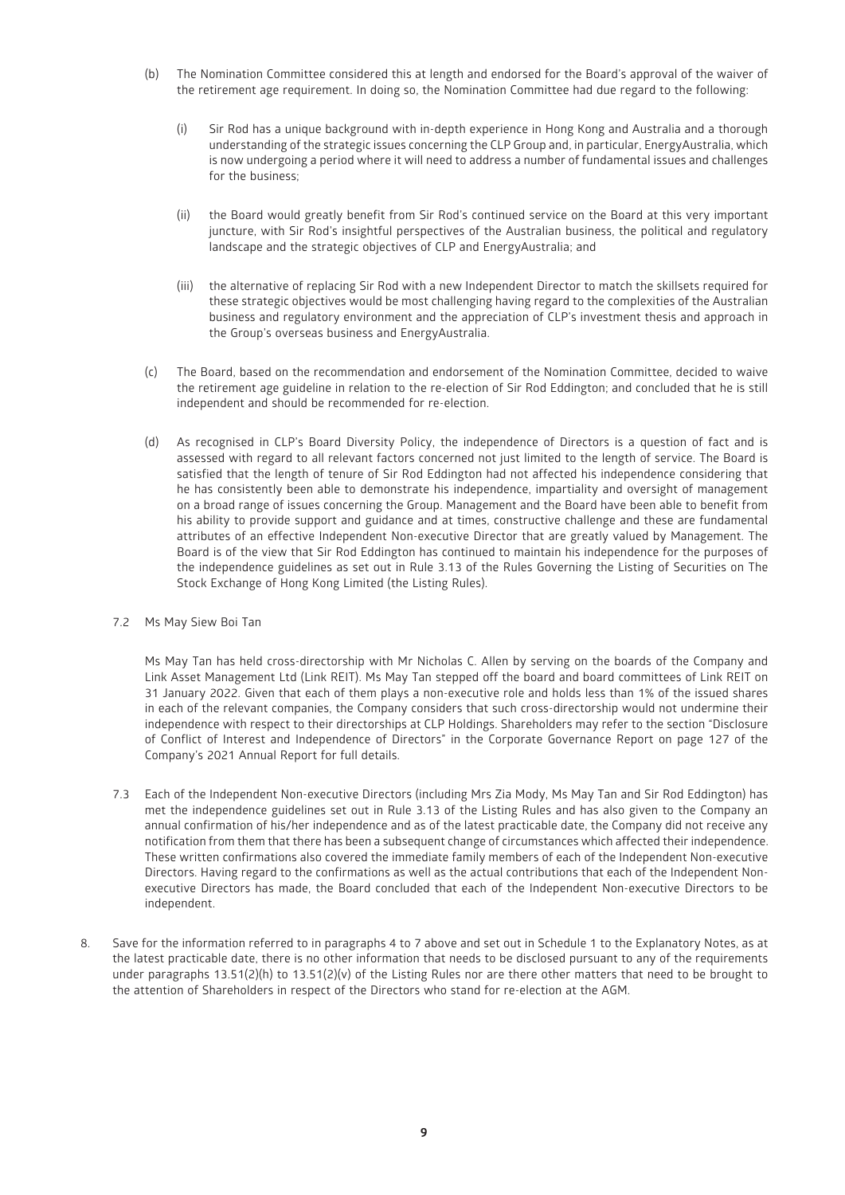(b) The Nomination Committee considered this at length and endorsed for the Board's approval of the waiver of the retirement age requirement. In doing so, the Nomination Committee had due regard to the following:

   (i) Sir Rod has a unique background with in-depth experience in Hong Kong and Australia and a thorough understanding of the strategic issues concerning the CLP Group and, in particular, EnergyAustralia, which is now undergoing a period where it will need to address a number of fundamental issues and challenges for the business;

   (ii) the Board would greatly benefit from Sir Rod's continued service on the Board at this very important juncture, with Sir Rod's insightful perspectives of the Australian business, the political and regulatory landscape and the strategic objectives of CLP and EnergyAustralia; and

   (iii) the alternative of replacing Sir Rod with a new Independent Director to match the skillsets required for these strategic objectives would be most challenging having regard to the complexities of the Australian business and regulatory environment and the appreciation of CLP's investment thesis and approach in the Group's overseas business and EnergyAustralia.

(c) The Board, based on the recommendation and endorsement of the Nomination Committee, decided to waive the retirement age guideline in relation to the re-election of Sir Rod Eddington; and concluded that he is still independent and should be recommended for re-election.

(d) As recognised in CLP's Board Diversity Policy, the independence of Directors is a question of fact and is assessed with regard to all relevant factors concerned not just limited to the length of service. The Board is satisfied that the length of tenure of Sir Rod Eddington had not affected his independence considering that he has consistently been able to demonstrate his independence, impartiality and oversight of management on a broad range of issues concerning the Group. Management and the Board have been able to benefit from his ability to provide support and guidance and at times, constructive challenge and these are fundamental attributes of an effective Independent Non-executive Director that are greatly valued by Management. The Board is of the view that Sir Rod Eddington has continued to maintain his independence for the purposes of the independence guidelines as set out in Rule 3.13 of the Rules Governing the Listing of Securities on The Stock Exchange of Hong Kong Limited (the Listing Rules).

7.2 Ms May Siew Boi Tan

Ms May Tan has held cross-directorship with Mr Nicholas C. Allen by serving on the boards of the Company and Link Asset Management Ltd (Link REIT). Ms May Tan stepped off the board and board committees of Link REIT on 31 January 2022. Given that each of them plays a non-executive role and holds less than 1% of the issued shares in each of the relevant companies, the Company considers that such cross-directorship would not undermine their independence with respect to their directorships at CLP Holdings. Shareholders may refer to the section "Disclosure of Conflict of Interest and Independence of Directors" in the Corporate Governance Report on page 127 of the Company's 2021 Annual Report for full details.

7.3 Each of the Independent Non-executive Directors (including Mrs Zia Mody, Ms May Tan and Sir Rod Eddington) has met the independence guidelines set out in Rule 3.13 of the Listing Rules and has also given to the Company an annual confirmation of his/her independence and as of the latest practicable date, the Company did not receive any notification from them that there has been a subsequent change of circumstances which affected their independence. These written confirmations also covered the immediate family members of each of the Independent Non-executive Directors. Having regard to the confirmations as well as the actual contributions that each of the Independent Non-executive Directors has made, the Board concluded that each of the Independent Non-executive Directors to be independent.

8. Save for the information referred to in paragraphs 4 to 7 above and set out in Schedule 1 to the Explanatory Notes, as at the latest practicable date, there is no other information that needs to be disclosed pursuant to any of the requirements under paragraphs 13.51(2)(h) to 13.51(2)(v) of the Listing Rules nor are there other matters that need to be brought to the attention of Shareholders in respect of the Directors who stand for re-election at the AGM.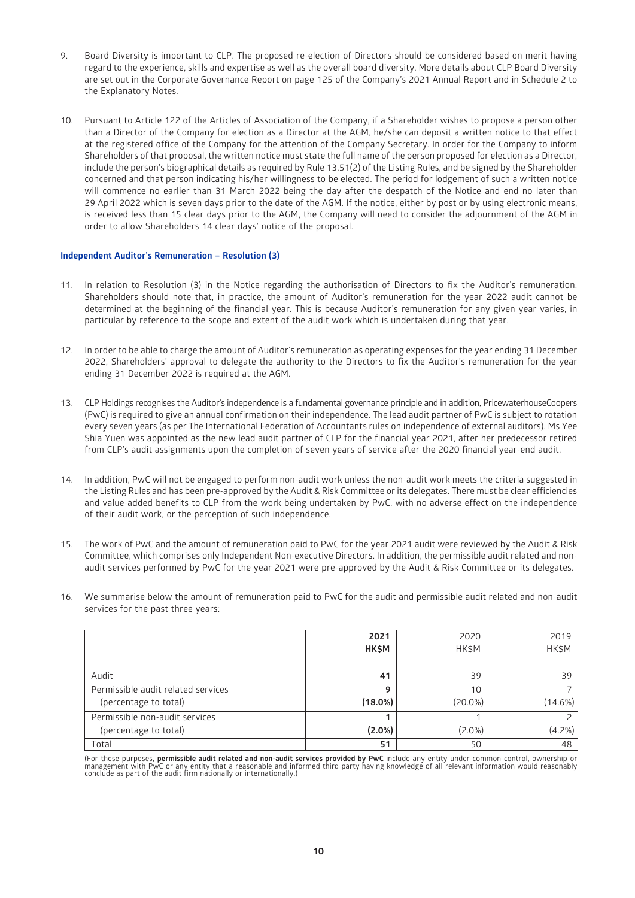9. Board Diversity is important to CLP. The proposed re-election of Directors should be considered based on merit having regard to the experience, skills and expertise as well as the overall board diversity. More details about CLP Board Diversity are set out in the Corporate Governance Report on page 125 of the Company's 2021 Annual Report and in Schedule 2 to the Explanatory Notes.

10. Pursuant to Article 122 of the Articles of Association of the Company, if a Shareholder wishes to propose a person other than a Director of the Company for election as a Director at the AGM, he/she can deposit a written notice to that effect at the registered office of the Company for the attention of the Company Secretary. In order for the Company to inform Shareholders of that proposal, the written notice must state the full name of the person proposed for election as a Director, include the person's biographical details as required by Rule 13.51(2) of the Listing Rules, and be signed by the Shareholder concerned and that person indicating his/her willingness to be elected. The period for lodgement of such a written notice will commence no earlier than 31 March 2022 being the day after the despatch of the Notice and end no later than 29 April 2022 which is seven days prior to the date of the AGM. If the notice, either by post or by using electronic means, is received less than 15 clear days prior to the AGM, the Company will need to consider the adjournment of the AGM in order to allow Shareholders 14 clear days' notice of the proposal.

### Independent Auditor's Remuneration – Resolution (3)

11. In relation to Resolution (3) in the Notice regarding the authorisation of Directors to fix the Auditor's remuneration, Shareholders should note that, in practice, the amount of Auditor's remuneration for the year 2022 audit cannot be determined at the beginning of the financial year. This is because Auditor's remuneration for any given year varies, in particular by reference to the scope and extent of the audit work which is undertaken during that year.

12. In order to be able to charge the amount of Auditor's remuneration as operating expenses for the year ending 31 December 2022, Shareholders' approval to delegate the authority to the Directors to fix the Auditor's remuneration for the year ending 31 December 2022 is required at the AGM.

13. CLP Holdings recognises the Auditor's independence is a fundamental governance principle and in addition, PricewaterhouseCoopers (PwC) is required to give an annual confirmation on their independence. The lead audit partner of PwC is subject to rotation every seven years (as per The International Federation of Accountants rules on independence of external auditors). Ms Yee Shia Yuen was appointed as the new lead audit partner of CLP for the financial year 2021, after her predecessor retired from CLP's audit assignments upon the completion of seven years of service after the 2020 financial year-end audit.

14. In addition, PwC will not be engaged to perform non-audit work unless the non-audit work meets the criteria suggested in the Listing Rules and has been pre-approved by the Audit & Risk Committee or its delegates. There must be clear efficiencies and value-added benefits to CLP from the work being undertaken by PwC, with no adverse effect on the independence of their audit work, or the perception of such independence.

15. The work of PwC and the amount of remuneration paid to PwC for the year 2021 audit were reviewed by the Audit & Risk Committee, which comprises only Independent Non-executive Directors. In addition, the permissible audit related and non-audit services performed by PwC for the year 2021 were pre-approved by the Audit & Risk Committee or its delegates.

16. We summarise below the amount of remuneration paid to PwC for the audit and permissible audit related and non-audit services for the past three years:

| | **2021 HK\$M** | 2020 HK\$M | 2019 HK\$M |
|---|---|---|---|
| Audit | **41** | 39 | 39 |
| Permissible audit related services (percentage to total) | **9 (18.0%)** | 10 (20.0%) | 7 (14.6%) |
| Permissible non-audit services (percentage to total) | **1 (2.0%)** | 1 (2.0%) | 2 (4.2%) |
| Total | **51** | 50 | 48 |

(For these purposes, **permissible audit related and non-audit services provided by PwC** include any entity under common control, ownership or management with PwC or any entity that a reasonable and informed third party having knowledge of all relevant information would reasonably conclude as part of the audit firm nationally or internationally.)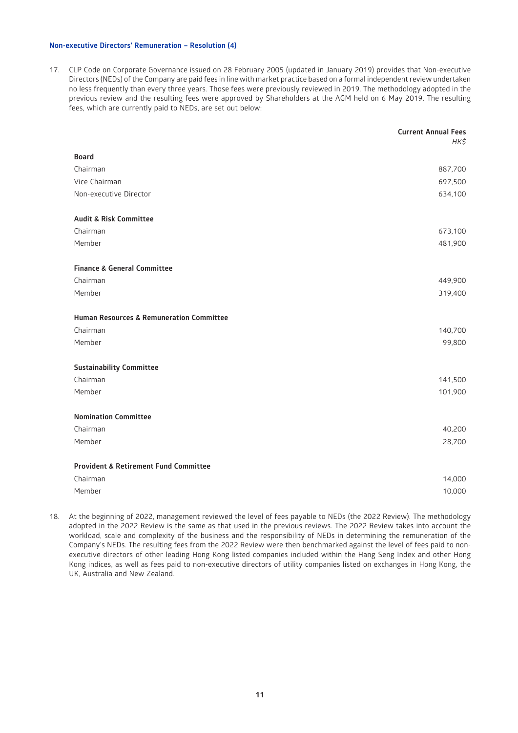### Non-executive Directors' Remuneration – Resolution (4)

17. CLP Code on Corporate Governance issued on 28 February 2005 (updated in January 2019) provides that Non-executive Directors (NEDs) of the Company are paid fees in line with market practice based on a formal independent review undertaken no less frequently than every three years. Those fees were previously reviewed in 2019. The methodology adopted in the previous review and the resulting fees were approved by Shareholders at the AGM held on 6 May 2019. The resulting fees, which are currently paid to NEDs, are set out below:

| | Current Annual Fees *HK$* |
|---|---|
| **Board** | |
| Chairman | 887,700 |
| Vice Chairman | 697,500 |
| Non-executive Director | 634,100 |
| **Audit & Risk Committee** | |
| Chairman | 673,100 |
| Member | 481,900 |
| **Finance & General Committee** | |
| Chairman | 449,900 |
| Member | 319,400 |
| **Human Resources & Remuneration Committee** | |
| Chairman | 140,700 |
| Member | 99,800 |
| **Sustainability Committee** | |
| Chairman | 141,500 |
| Member | 101,900 |
| **Nomination Committee** | |
| Chairman | 40,200 |
| Member | 28,700 |
| **Provident & Retirement Fund Committee** | |
| Chairman | 14,000 |
| Member | 10,000 |

18. At the beginning of 2022, management reviewed the level of fees payable to NEDs (the 2022 Review). The methodology adopted in the 2022 Review is the same as that used in the previous reviews. The 2022 Review takes into account the workload, scale and complexity of the business and the responsibility of NEDs in determining the remuneration of the Company's NEDs. The resulting fees from the 2022 Review were then benchmarked against the level of fees paid to non-executive directors of other leading Hong Kong listed companies included within the Hang Seng Index and other Hong Kong indices, as well as fees paid to non-executive directors of utility companies listed on exchanges in Hong Kong, the UK, Australia and New Zealand.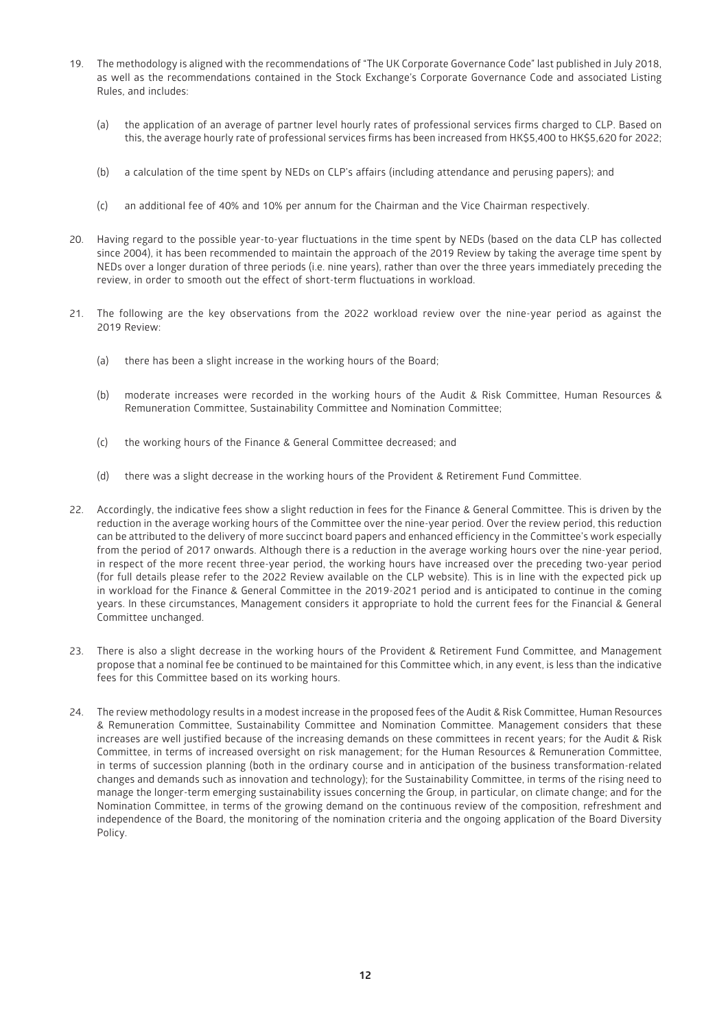19. The methodology is aligned with the recommendations of "The UK Corporate Governance Code" last published in July 2018, as well as the recommendations contained in the Stock Exchange's Corporate Governance Code and associated Listing Rules, and includes:

    (a) the application of an average of partner level hourly rates of professional services firms charged to CLP. Based on this, the average hourly rate of professional services firms has been increased from HK$5,400 to HK$5,620 for 2022;

    (b) a calculation of the time spent by NEDs on CLP's affairs (including attendance and perusing papers); and

    (c) an additional fee of 40% and 10% per annum for the Chairman and the Vice Chairman respectively.

20. Having regard to the possible year-to-year fluctuations in the time spent by NEDs (based on the data CLP has collected since 2004), it has been recommended to maintain the approach of the 2019 Review by taking the average time spent by NEDs over a longer duration of three periods (i.e. nine years), rather than over the three years immediately preceding the review, in order to smooth out the effect of short-term fluctuations in workload.

21. The following are the key observations from the 2022 workload review over the nine-year period as against the 2019 Review:

    (a) there has been a slight increase in the working hours of the Board;

    (b) moderate increases were recorded in the working hours of the Audit & Risk Committee, Human Resources & Remuneration Committee, Sustainability Committee and Nomination Committee;

    (c) the working hours of the Finance & General Committee decreased; and

    (d) there was a slight decrease in the working hours of the Provident & Retirement Fund Committee.

22. Accordingly, the indicative fees show a slight reduction in fees for the Finance & General Committee. This is driven by the reduction in the average working hours of the Committee over the nine-year period. Over the review period, this reduction can be attributed to the delivery of more succinct board papers and enhanced efficiency in the Committee's work especially from the period of 2017 onwards. Although there is a reduction in the average working hours over the nine-year period, in respect of the more recent three-year period, the working hours have increased over the preceding two-year period (for full details please refer to the 2022 Review available on the CLP website). This is in line with the expected pick up in workload for the Finance & General Committee in the 2019-2021 period and is anticipated to continue in the coming years. In these circumstances, Management considers it appropriate to hold the current fees for the Financial & General Committee unchanged.

23. There is also a slight decrease in the working hours of the Provident & Retirement Fund Committee, and Management propose that a nominal fee be continued to be maintained for this Committee which, in any event, is less than the indicative fees for this Committee based on its working hours.

24. The review methodology results in a modest increase in the proposed fees of the Audit & Risk Committee, Human Resources & Remuneration Committee, Sustainability Committee and Nomination Committee. Management considers that these increases are well justified because of the increasing demands on these committees in recent years; for the Audit & Risk Committee, in terms of increased oversight on risk management; for the Human Resources & Remuneration Committee, in terms of succession planning (both in the ordinary course and in anticipation of the business transformation-related changes and demands such as innovation and technology); for the Sustainability Committee, in terms of the rising need to manage the longer-term emerging sustainability issues concerning the Group, in particular, on climate change; and for the Nomination Committee, in terms of the growing demand on the continuous review of the composition, refreshment and independence of the Board, the monitoring of the nomination criteria and the ongoing application of the Board Diversity Policy.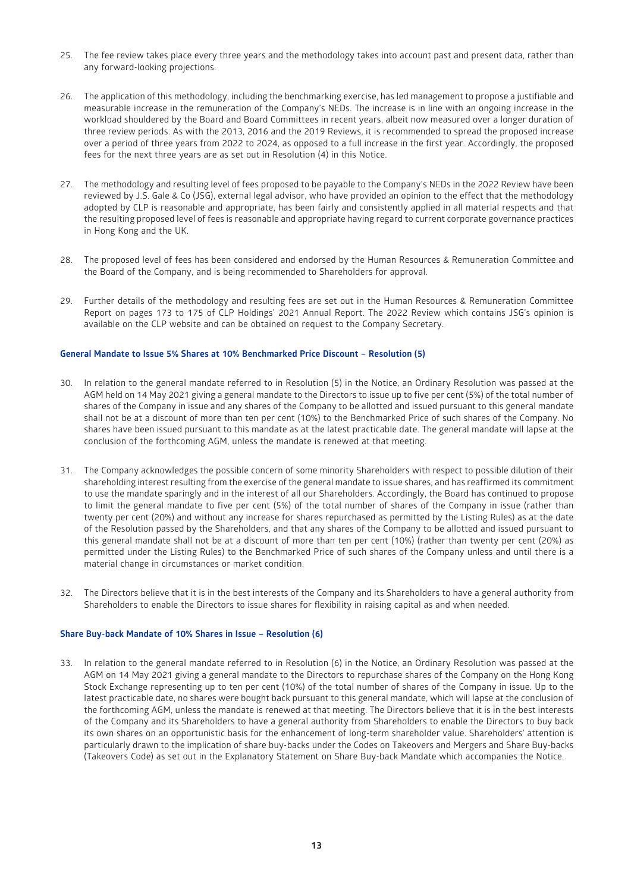25. The fee review takes place every three years and the methodology takes into account past and present data, rather than any forward-looking projections.

26. The application of this methodology, including the benchmarking exercise, has led management to propose a justifiable and measurable increase in the remuneration of the Company's NEDs. The increase is in line with an ongoing increase in the workload shouldered by the Board and Board Committees in recent years, albeit now measured over a longer duration of three review periods. As with the 2013, 2016 and the 2019 Reviews, it is recommended to spread the proposed increase over a period of three years from 2022 to 2024, as opposed to a full increase in the first year. Accordingly, the proposed fees for the next three years are as set out in Resolution (4) in this Notice.

27. The methodology and resulting level of fees proposed to be payable to the Company's NEDs in the 2022 Review have been reviewed by J.S. Gale & Co (JSG), external legal advisor, who have provided an opinion to the effect that the methodology adopted by CLP is reasonable and appropriate, has been fairly and consistently applied in all material respects and that the resulting proposed level of fees is reasonable and appropriate having regard to current corporate governance practices in Hong Kong and the UK.

28. The proposed level of fees has been considered and endorsed by the Human Resources & Remuneration Committee and the Board of the Company, and is being recommended to Shareholders for approval.

29. Further details of the methodology and resulting fees are set out in the Human Resources & Remuneration Committee Report on pages 173 to 175 of CLP Holdings' 2021 Annual Report. The 2022 Review which contains JSG's opinion is available on the CLP website and can be obtained on request to the Company Secretary.

### General Mandate to Issue 5% Shares at 10% Benchmarked Price Discount – Resolution (5)

30. In relation to the general mandate referred to in Resolution (5) in the Notice, an Ordinary Resolution was passed at the AGM held on 14 May 2021 giving a general mandate to the Directors to issue up to five per cent (5%) of the total number of shares of the Company in issue and any shares of the Company to be allotted and issued pursuant to this general mandate shall not be at a discount of more than ten per cent (10%) to the Benchmarked Price of such shares of the Company. No shares have been issued pursuant to this mandate as at the latest practicable date. The general mandate will lapse at the conclusion of the forthcoming AGM, unless the mandate is renewed at that meeting.

31. The Company acknowledges the possible concern of some minority Shareholders with respect to possible dilution of their shareholding interest resulting from the exercise of the general mandate to issue shares, and has reaffirmed its commitment to use the mandate sparingly and in the interest of all our Shareholders. Accordingly, the Board has continued to propose to limit the general mandate to five per cent (5%) of the total number of shares of the Company in issue (rather than twenty per cent (20%) and without any increase for shares repurchased as permitted by the Listing Rules) as at the date of the Resolution passed by the Shareholders, and that any shares of the Company to be allotted and issued pursuant to this general mandate shall not be at a discount of more than ten per cent (10%) (rather than twenty per cent (20%) as permitted under the Listing Rules) to the Benchmarked Price of such shares of the Company unless and until there is a material change in circumstances or market condition.

32. The Directors believe that it is in the best interests of the Company and its Shareholders to have a general authority from Shareholders to enable the Directors to issue shares for flexibility in raising capital as and when needed.

### Share Buy-back Mandate of 10% Shares in Issue – Resolution (6)

33. In relation to the general mandate referred to in Resolution (6) in the Notice, an Ordinary Resolution was passed at the AGM on 14 May 2021 giving a general mandate to the Directors to repurchase shares of the Company on the Hong Kong Stock Exchange representing up to ten per cent (10%) of the total number of shares of the Company in issue. Up to the latest practicable date, no shares were bought back pursuant to this general mandate, which will lapse at the conclusion of the forthcoming AGM, unless the mandate is renewed at that meeting. The Directors believe that it is in the best interests of the Company and its Shareholders to have a general authority from Shareholders to enable the Directors to buy back its own shares on an opportunistic basis for the enhancement of long-term shareholder value. Shareholders' attention is particularly drawn to the implication of share buy-backs under the Codes on Takeovers and Mergers and Share Buy-backs (Takeovers Code) as set out in the Explanatory Statement on Share Buy-back Mandate which accompanies the Notice.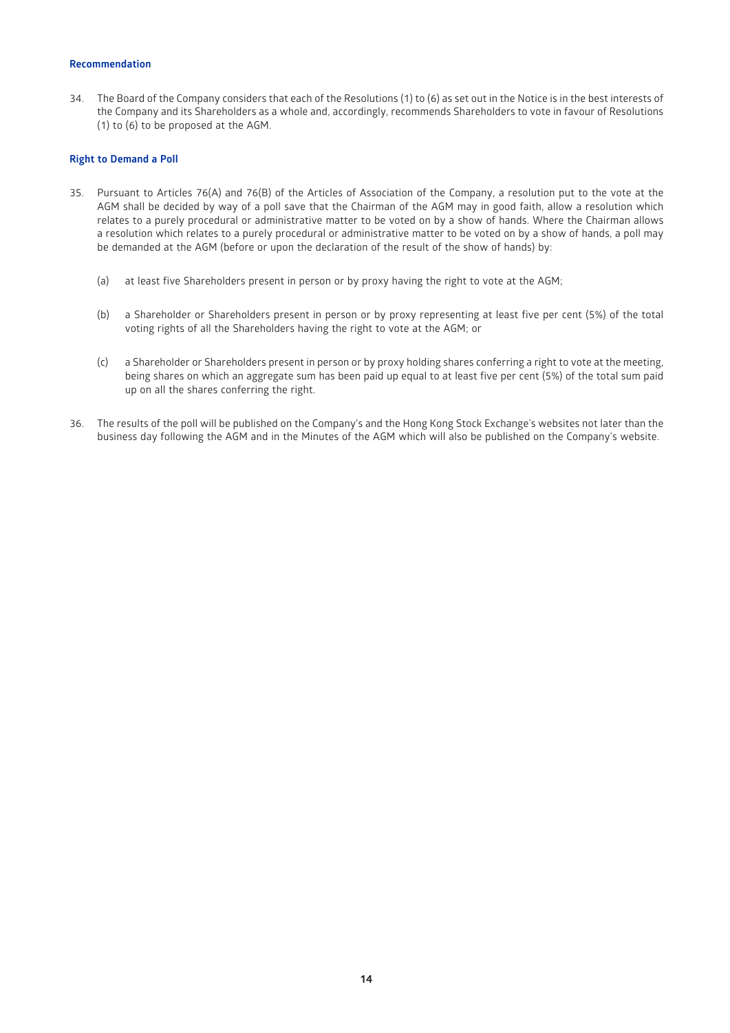### Recommendation

34. The Board of the Company considers that each of the Resolutions (1) to (6) as set out in the Notice is in the best interests of the Company and its Shareholders as a whole and, accordingly, recommends Shareholders to vote in favour of Resolutions (1) to (6) to be proposed at the AGM.

### Right to Demand a Poll

35. Pursuant to Articles 76(A) and 76(B) of the Articles of Association of the Company, a resolution put to the vote at the AGM shall be decided by way of a poll save that the Chairman of the AGM may in good faith, allow a resolution which relates to a purely procedural or administrative matter to be voted on by a show of hands. Where the Chairman allows a resolution which relates to a purely procedural or administrative matter to be voted on by a show of hands, a poll may be demanded at the AGM (before or upon the declaration of the result of the show of hands) by:

    (a) at least five Shareholders present in person or by proxy having the right to vote at the AGM;

    (b) a Shareholder or Shareholders present in person or by proxy representing at least five per cent (5%) of the total voting rights of all the Shareholders having the right to vote at the AGM; or

    (c) a Shareholder or Shareholders present in person or by proxy holding shares conferring a right to vote at the meeting, being shares on which an aggregate sum has been paid up equal to at least five per cent (5%) of the total sum paid up on all the shares conferring the right.

36. The results of the poll will be published on the Company's and the Hong Kong Stock Exchange's websites not later than the business day following the AGM and in the Minutes of the AGM which will also be published on the Company's website.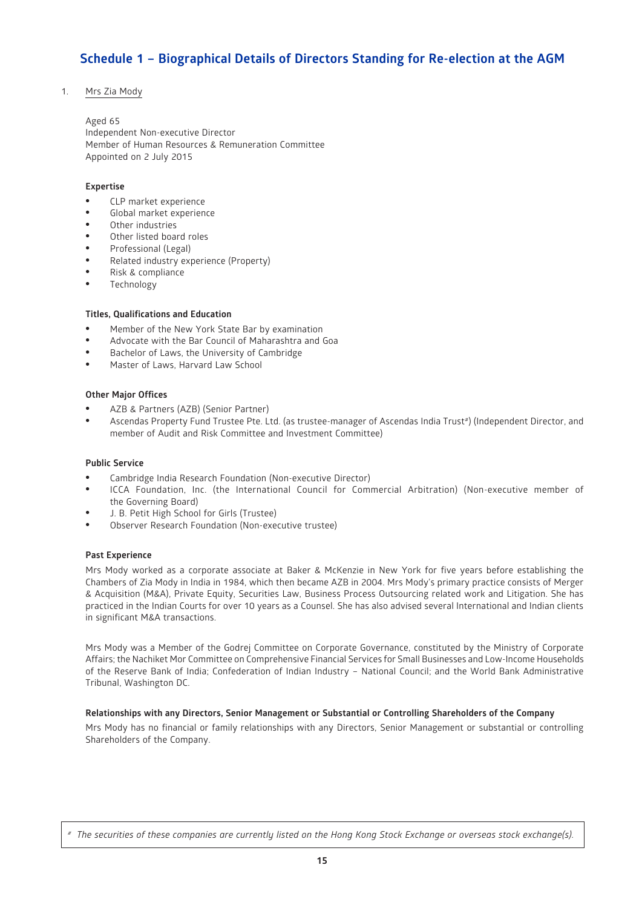# Schedule 1 – Biographical Details of Directors Standing for Re-election at the AGM

1. Mrs Zia Mody

Aged 65
Independent Non-executive Director
Member of Human Resources & Remuneration Committee
Appointed on 2 July 2015

**Expertise**

- CLP market experience
- Global market experience
- Other industries
- Other listed board roles
- Professional (Legal)
- Related industry experience (Property)
- Risk & compliance
- Technology

**Titles, Qualifications and Education**

- Member of the New York State Bar by examination
- Advocate with the Bar Council of Maharashtra and Goa
- Bachelor of Laws, the University of Cambridge
- Master of Laws, Harvard Law School

**Other Major Offices**

- AZB & Partners (AZB) (Senior Partner)
- Ascendas Property Fund Trustee Pte. Ltd. (as trustee-manager of Ascendas India Trust#) (Independent Director, and member of Audit and Risk Committee and Investment Committee)

**Public Service**

- Cambridge India Research Foundation (Non-executive Director)
- ICCA Foundation, Inc. (the International Council for Commercial Arbitration) (Non-executive member of the Governing Board)
- J. B. Petit High School for Girls (Trustee)
- Observer Research Foundation (Non-executive trustee)

**Past Experience**

Mrs Mody worked as a corporate associate at Baker & McKenzie in New York for five years before establishing the Chambers of Zia Mody in India in 1984, which then became AZB in 2004. Mrs Mody's primary practice consists of Merger & Acquisition (M&A), Private Equity, Securities Law, Business Process Outsourcing related work and Litigation. She has practiced in the Indian Courts for over 10 years as a Counsel. She has also advised several International and Indian clients in significant M&A transactions.

Mrs Mody was a Member of the Godrej Committee on Corporate Governance, constituted by the Ministry of Corporate Affairs; the Nachiket Mor Committee on Comprehensive Financial Services for Small Businesses and Low-Income Households of the Reserve Bank of India; Confederation of Indian Industry – National Council; and the World Bank Administrative Tribunal, Washington DC.

**Relationships with any Directors, Senior Management or Substantial or Controlling Shareholders of the Company**

Mrs Mody has no financial or family relationships with any Directors, Senior Management or substantial or controlling Shareholders of the Company.

# *The securities of these companies are currently listed on the Hong Kong Stock Exchange or overseas stock exchange(s).*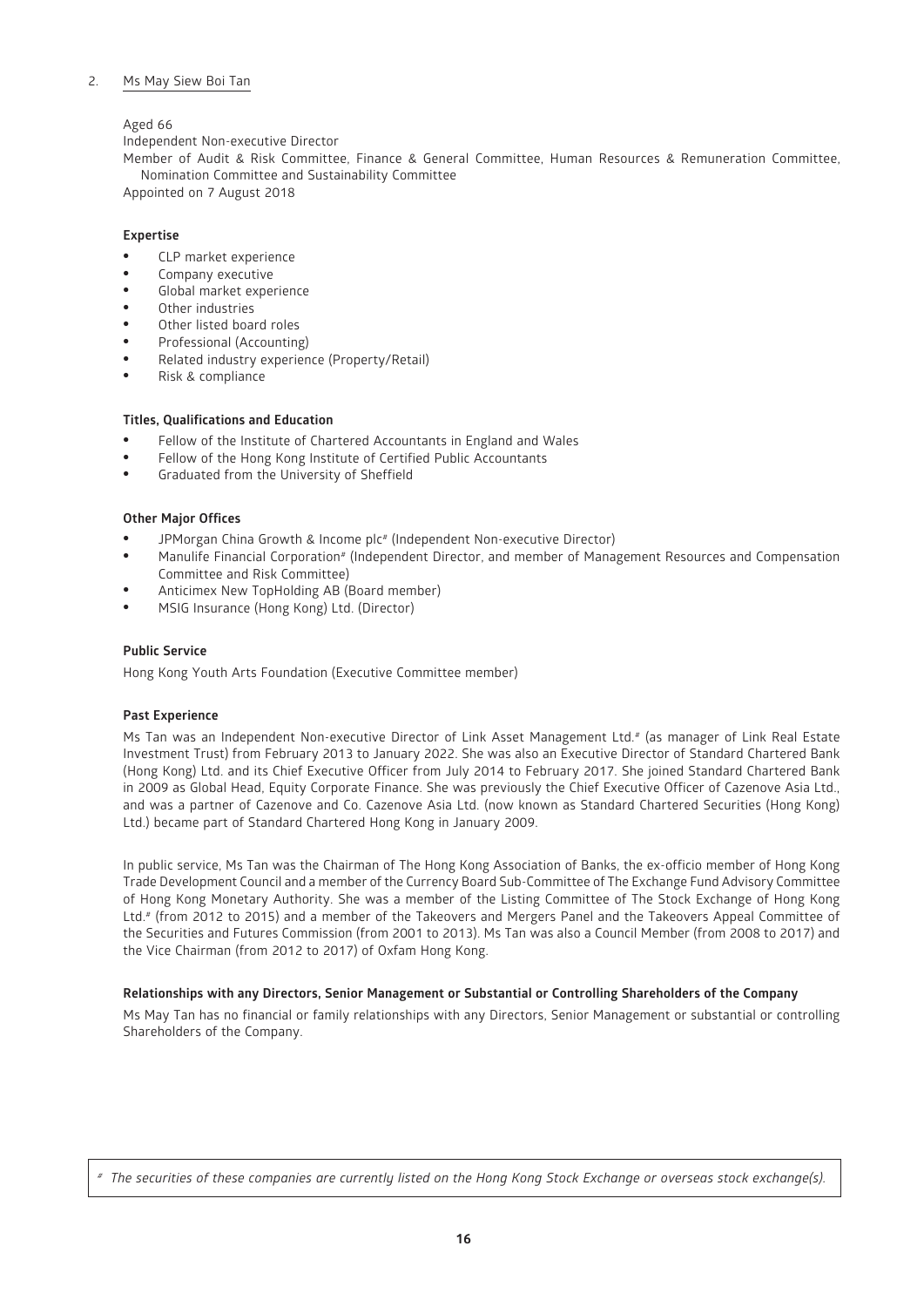## 2. Ms May Siew Boi Tan

Aged 66
Independent Non-executive Director
Member of Audit & Risk Committee, Finance & General Committee, Human Resources & Remuneration Committee, Nomination Committee and Sustainability Committee
Appointed on 7 August 2018

### Expertise

- CLP market experience
- Company executive
- Global market experience
- Other industries
- Other listed board roles
- Professional (Accounting)
- Related industry experience (Property/Retail)
- Risk & compliance

### Titles, Qualifications and Education

- Fellow of the Institute of Chartered Accountants in England and Wales
- Fellow of the Hong Kong Institute of Certified Public Accountants
- Graduated from the University of Sheffield

### Other Major Offices

- JPMorgan China Growth & Income plc# (Independent Non-executive Director)
- Manulife Financial Corporation# (Independent Director, and member of Management Resources and Compensation Committee and Risk Committee)
- Anticimex New TopHolding AB (Board member)
- MSIG Insurance (Hong Kong) Ltd. (Director)

### Public Service

Hong Kong Youth Arts Foundation (Executive Committee member)

### Past Experience

Ms Tan was an Independent Non-executive Director of Link Asset Management Ltd.# (as manager of Link Real Estate Investment Trust) from February 2013 to January 2022. She was also an Executive Director of Standard Chartered Bank (Hong Kong) Ltd. and its Chief Executive Officer from July 2014 to February 2017. She joined Standard Chartered Bank in 2009 as Global Head, Equity Corporate Finance. She was previously the Chief Executive Officer of Cazenove Asia Ltd., and was a partner of Cazenove and Co. Cazenove Asia Ltd. (now known as Standard Chartered Securities (Hong Kong) Ltd.) became part of Standard Chartered Hong Kong in January 2009.

In public service, Ms Tan was the Chairman of The Hong Kong Association of Banks, the ex-officio member of Hong Kong Trade Development Council and a member of the Currency Board Sub-Committee of The Exchange Fund Advisory Committee of Hong Kong Monetary Authority. She was a member of the Listing Committee of The Stock Exchange of Hong Kong Ltd.# (from 2012 to 2015) and a member of the Takeovers and Mergers Panel and the Takeovers Appeal Committee of the Securities and Futures Commission (from 2001 to 2013). Ms Tan was also a Council Member (from 2008 to 2017) and the Vice Chairman (from 2012 to 2017) of Oxfam Hong Kong.

### Relationships with any Directors, Senior Management or Substantial or Controlling Shareholders of the Company

Ms May Tan has no financial or family relationships with any Directors, Senior Management or substantial or controlling Shareholders of the Company.

*# The securities of these companies are currently listed on the Hong Kong Stock Exchange or overseas stock exchange(s).*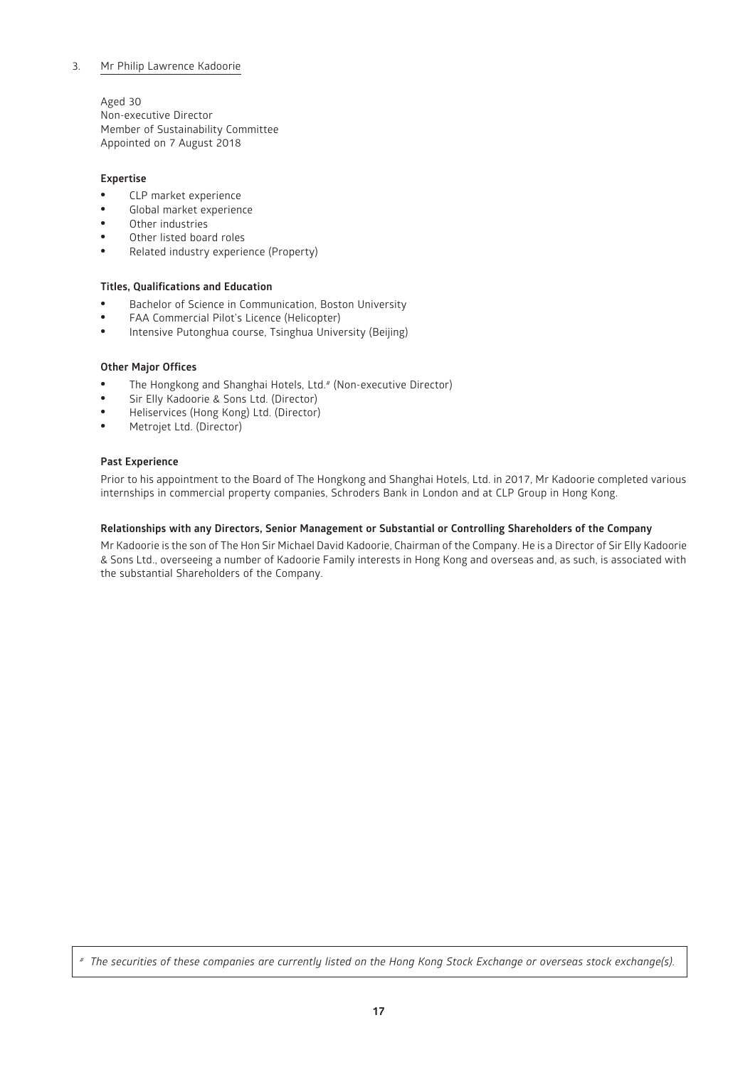3. Mr Philip Lawrence Kadoorie

Aged 30
Non-executive Director
Member of Sustainability Committee
Appointed on 7 August 2018

**Expertise**

- CLP market experience
- Global market experience
- Other industries
- Other listed board roles
- Related industry experience (Property)

**Titles, Qualifications and Education**

- Bachelor of Science in Communication, Boston University
- FAA Commercial Pilot's Licence (Helicopter)
- Intensive Putonghua course, Tsinghua University (Beijing)

**Other Major Offices**

- The Hongkong and Shanghai Hotels, Ltd.# (Non-executive Director)
- Sir Elly Kadoorie & Sons Ltd. (Director)
- Heliservices (Hong Kong) Ltd. (Director)
- Metrojet Ltd. (Director)

**Past Experience**

Prior to his appointment to the Board of The Hongkong and Shanghai Hotels, Ltd. in 2017, Mr Kadoorie completed various internships in commercial property companies, Schroders Bank in London and at CLP Group in Hong Kong.

**Relationships with any Directors, Senior Management or Substantial or Controlling Shareholders of the Company**

Mr Kadoorie is the son of The Hon Sir Michael David Kadoorie, Chairman of the Company. He is a Director of Sir Elly Kadoorie & Sons Ltd., overseeing a number of Kadoorie Family interests in Hong Kong and overseas and, as such, is associated with the substantial Shareholders of the Company.

*# The securities of these companies are currently listed on the Hong Kong Stock Exchange or overseas stock exchange(s).*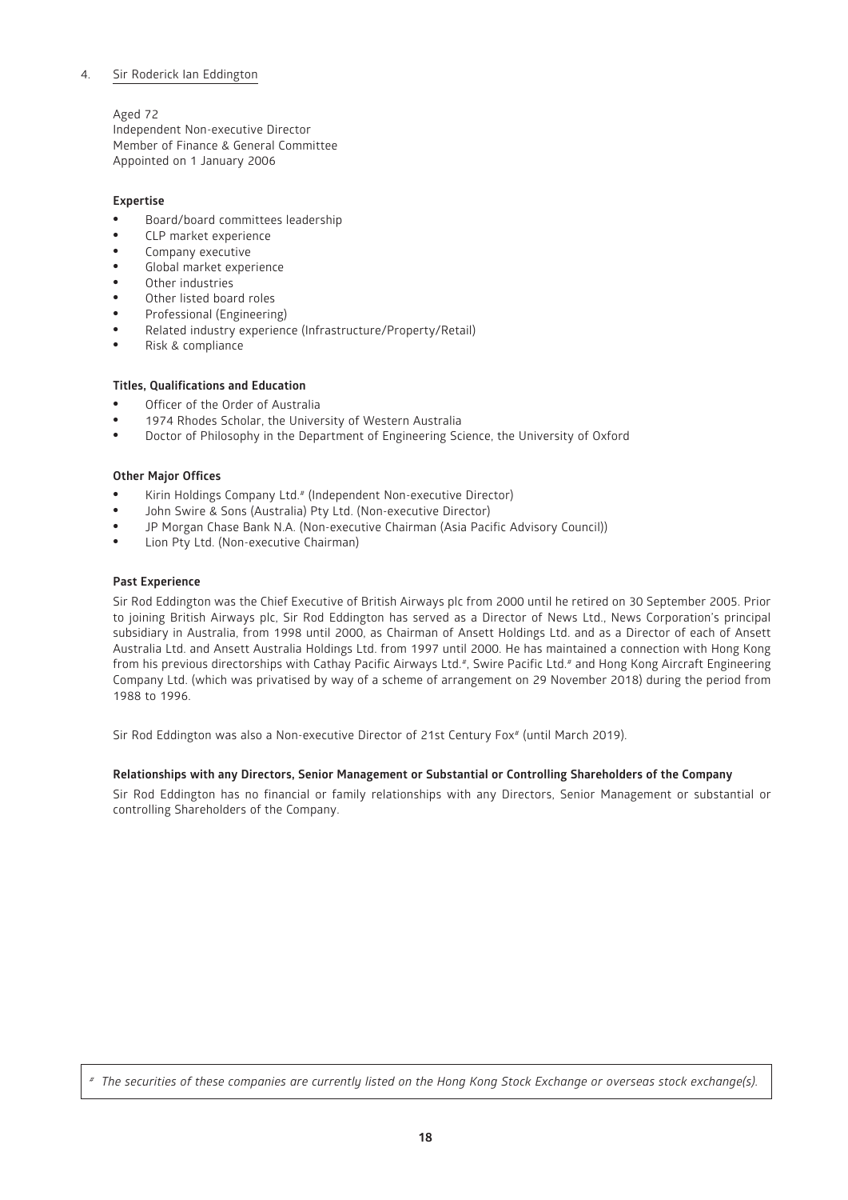4. Sir Roderick Ian Eddington

Aged 72
Independent Non-executive Director
Member of Finance & General Committee
Appointed on 1 January 2006

**Expertise**

- Board/board committees leadership
- CLP market experience
- Company executive
- Global market experience
- Other industries
- Other listed board roles
- Professional (Engineering)
- Related industry experience (Infrastructure/Property/Retail)
- Risk & compliance

**Titles, Qualifications and Education**

- Officer of the Order of Australia
- 1974 Rhodes Scholar, the University of Western Australia
- Doctor of Philosophy in the Department of Engineering Science, the University of Oxford

**Other Major Offices**

- Kirin Holdings Company Ltd.# (Independent Non-executive Director)
- John Swire & Sons (Australia) Pty Ltd. (Non-executive Director)
- JP Morgan Chase Bank N.A. (Non-executive Chairman (Asia Pacific Advisory Council))
- Lion Pty Ltd. (Non-executive Chairman)

**Past Experience**

Sir Rod Eddington was the Chief Executive of British Airways plc from 2000 until he retired on 30 September 2005. Prior to joining British Airways plc, Sir Rod Eddington has served as a Director of News Ltd., News Corporation's principal subsidiary in Australia, from 1998 until 2000, as Chairman of Ansett Holdings Ltd. and as a Director of each of Ansett Australia Ltd. and Ansett Australia Holdings Ltd. from 1997 until 2000. He has maintained a connection with Hong Kong from his previous directorships with Cathay Pacific Airways Ltd.#, Swire Pacific Ltd.# and Hong Kong Aircraft Engineering Company Ltd. (which was privatised by way of a scheme of arrangement on 29 November 2018) during the period from 1988 to 1996.

Sir Rod Eddington was also a Non-executive Director of 21st Century Fox# (until March 2019).

**Relationships with any Directors, Senior Management or Substantial or Controlling Shareholders of the Company**

Sir Rod Eddington has no financial or family relationships with any Directors, Senior Management or substantial or controlling Shareholders of the Company.

*# The securities of these companies are currently listed on the Hong Kong Stock Exchange or overseas stock exchange(s).*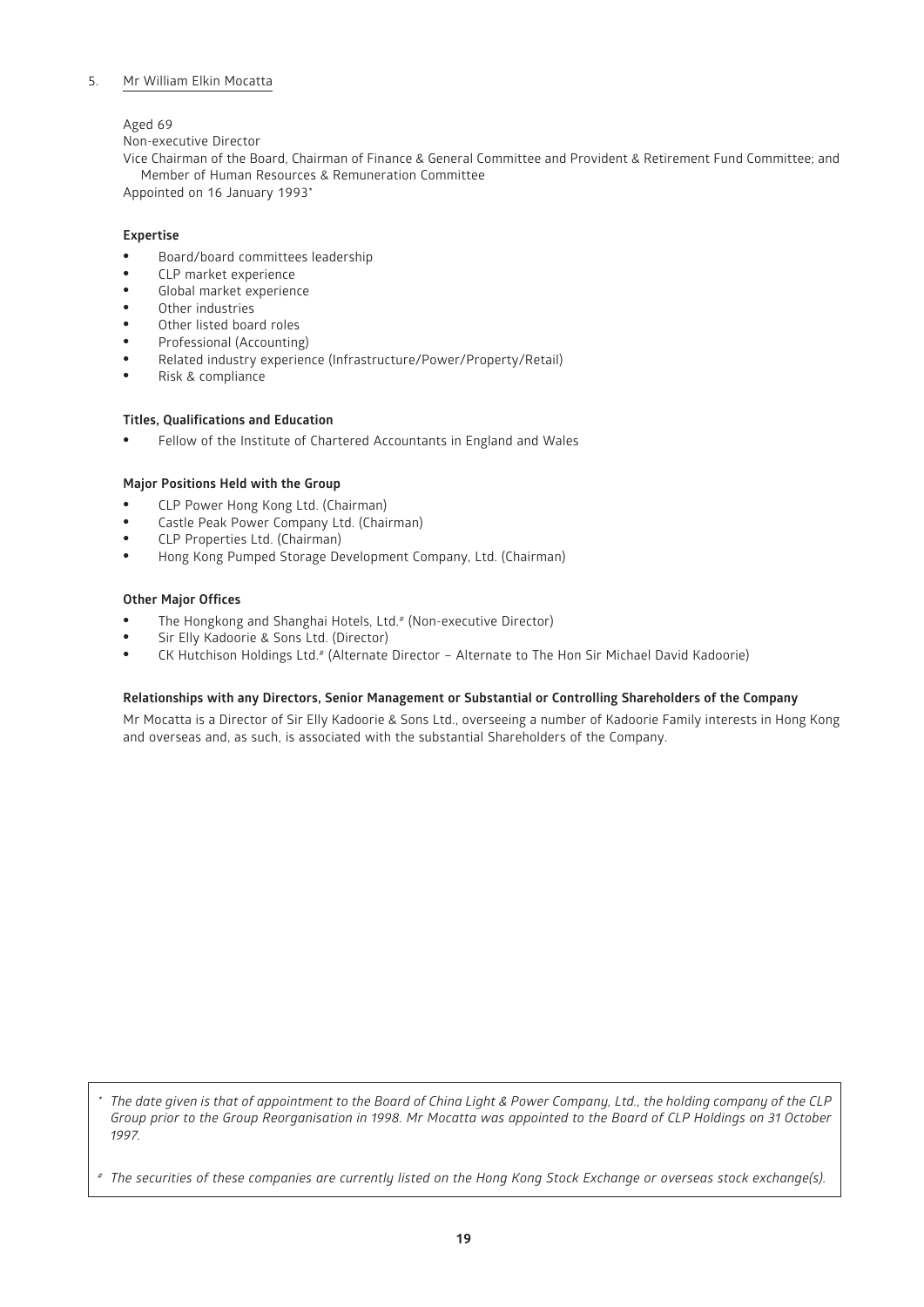5. Mr William Elkin Mocatta

Aged 69

Non-executive Director

Vice Chairman of the Board, Chairman of Finance & General Committee and Provident & Retirement Fund Committee; and Member of Human Resources & Remuneration Committee

Appointed on 16 January 1993*

**Expertise**

- Board/board committees leadership
- CLP market experience
- Global market experience
- Other industries
- Other listed board roles
- Professional (Accounting)
- Related industry experience (Infrastructure/Power/Property/Retail)
- Risk & compliance

**Titles, Qualifications and Education**

- Fellow of the Institute of Chartered Accountants in England and Wales

**Major Positions Held with the Group**

- CLP Power Hong Kong Ltd. (Chairman)
- Castle Peak Power Company Ltd. (Chairman)
- CLP Properties Ltd. (Chairman)
- Hong Kong Pumped Storage Development Company, Ltd. (Chairman)

**Other Major Offices**

- The Hongkong and Shanghai Hotels, Ltd.# (Non-executive Director)
- Sir Elly Kadoorie & Sons Ltd. (Director)
- CK Hutchison Holdings Ltd.# (Alternate Director – Alternate to The Hon Sir Michael David Kadoorie)

**Relationships with any Directors, Senior Management or Substantial or Controlling Shareholders of the Company**

Mr Mocatta is a Director of Sir Elly Kadoorie & Sons Ltd., overseeing a number of Kadoorie Family interests in Hong Kong and overseas and, as such, is associated with the substantial Shareholders of the Company.

---

\* *The date given is that of appointment to the Board of China Light & Power Company, Ltd., the holding company of the CLP Group prior to the Group Reorganisation in 1998. Mr Mocatta was appointed to the Board of CLP Holdings on 31 October 1997.*

\# *The securities of these companies are currently listed on the Hong Kong Stock Exchange or overseas stock exchange(s).*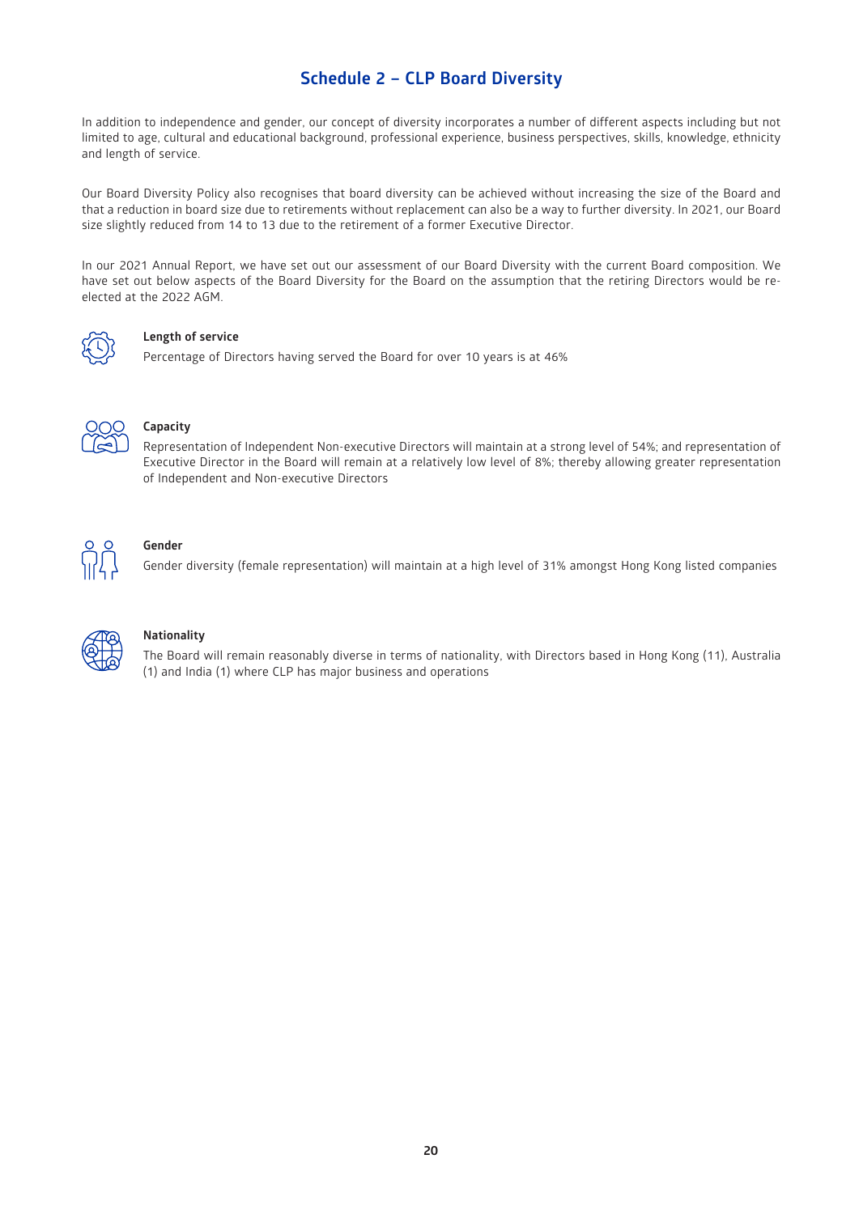# Schedule 2 – CLP Board Diversity

In addition to independence and gender, our concept of diversity incorporates a number of different aspects including but not limited to age, cultural and educational background, professional experience, business perspectives, skills, knowledge, ethnicity and length of service.

Our Board Diversity Policy also recognises that board diversity can be achieved without increasing the size of the Board and that a reduction in board size due to retirements without replacement can also be a way to further diversity. In 2021, our Board size slightly reduced from 14 to 13 due to the retirement of a former Executive Director.

In our 2021 Annual Report, we have set out our assessment of our Board Diversity with the current Board composition. We have set out below aspects of the Board Diversity for the Board on the assumption that the retiring Directors would be re-elected at the 2022 AGM.

**Length of service**

Percentage of Directors having served the Board for over 10 years is at 46%

**Capacity**

Representation of Independent Non-executive Directors will maintain at a strong level of 54%; and representation of Executive Director in the Board will remain at a relatively low level of 8%; thereby allowing greater representation of Independent and Non-executive Directors

**Gender**

Gender diversity (female representation) will maintain at a high level of 31% amongst Hong Kong listed companies

**Nationality**

The Board will remain reasonably diverse in terms of nationality, with Directors based in Hong Kong (11), Australia (1) and India (1) where CLP has major business and operations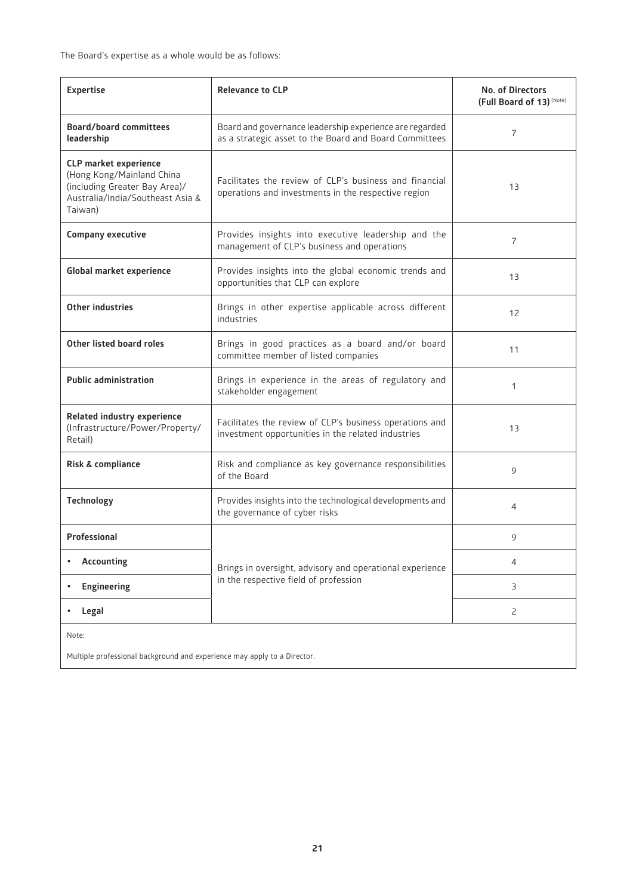The Board's expertise as a whole would be as follows:

| Expertise | Relevance to CLP | No. of Directors (Full Board of 13) (Note) |
|---|---|---|
| **Board/board committees leadership** | Board and governance leadership experience are regarded as a strategic asset to the Board and Board Committees | 7 |
| **CLP market experience** (Hong Kong/Mainland China (including Greater Bay Area)/ Australia/India/Southeast Asia & Taiwan) | Facilitates the review of CLP's business and financial operations and investments in the respective region | 13 |
| **Company executive** | Provides insights into executive leadership and the management of CLP's business and operations | 7 |
| **Global market experience** | Provides insights into the global economic trends and opportunities that CLP can explore | 13 |
| **Other industries** | Brings in other expertise applicable across different industries | 12 |
| **Other listed board roles** | Brings in good practices as a board and/or board committee member of listed companies | 11 |
| **Public administration** | Brings in experience in the areas of regulatory and stakeholder engagement | 1 |
| **Related industry experience** (Infrastructure/Power/Property/ Retail) | Facilitates the review of CLP's business operations and investment opportunities in the related industries | 13 |
| **Risk & compliance** | Risk and compliance as key governance responsibilities of the Board | 9 |
| **Technology** | Provides insights into the technological developments and the governance of cyber risks | 4 |
| **Professional** | Brings in oversight, advisory and operational experience in the respective field of profession | 9 |
| • **Accounting** | | 4 |
| • **Engineering** | | 3 |
| • **Legal** | | 2 |

Note:

Multiple professional background and experience may apply to a Director.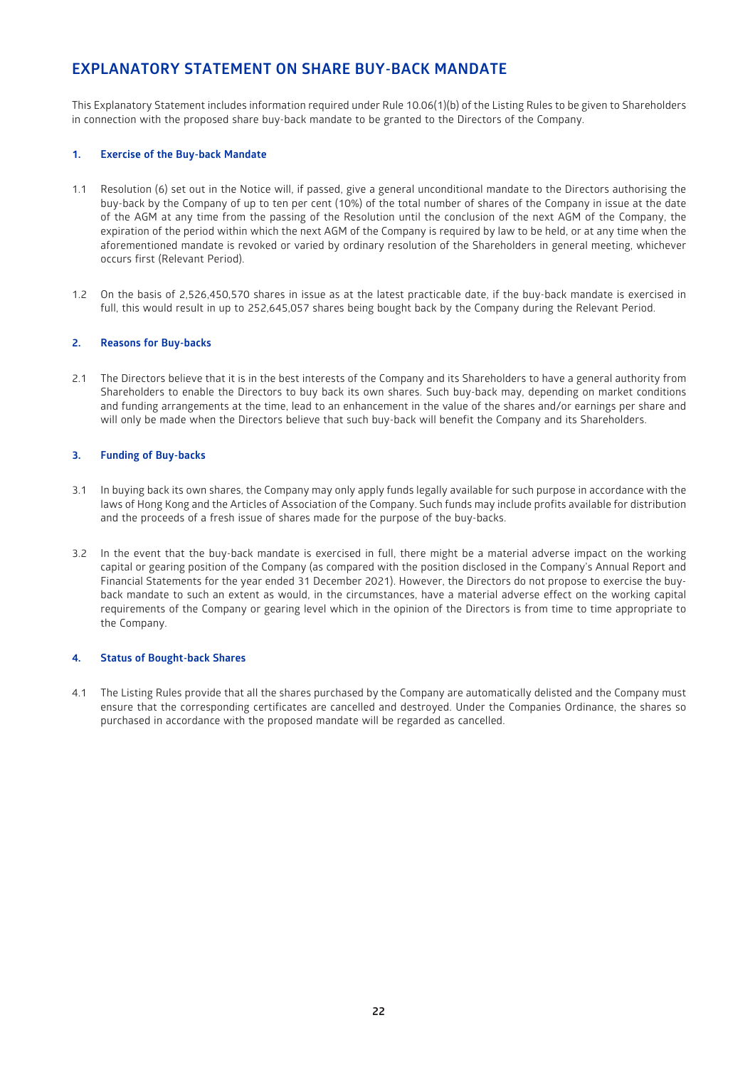# EXPLANATORY STATEMENT ON SHARE BUY-BACK MANDATE

This Explanatory Statement includes information required under Rule 10.06(1)(b) of the Listing Rules to be given to Shareholders in connection with the proposed share buy-back mandate to be granted to the Directors of the Company.

## 1. Exercise of the Buy-back Mandate

1.1 Resolution (6) set out in the Notice will, if passed, give a general unconditional mandate to the Directors authorising the buy-back by the Company of up to ten per cent (10%) of the total number of shares of the Company in issue at the date of the AGM at any time from the passing of the Resolution until the conclusion of the next AGM of the Company, the expiration of the period within which the next AGM of the Company is required by law to be held, or at any time when the aforementioned mandate is revoked or varied by ordinary resolution of the Shareholders in general meeting, whichever occurs first (Relevant Period).

1.2 On the basis of 2,526,450,570 shares in issue as at the latest practicable date, if the buy-back mandate is exercised in full, this would result in up to 252,645,057 shares being bought back by the Company during the Relevant Period.

## 2. Reasons for Buy-backs

2.1 The Directors believe that it is in the best interests of the Company and its Shareholders to have a general authority from Shareholders to enable the Directors to buy back its own shares. Such buy-back may, depending on market conditions and funding arrangements at the time, lead to an enhancement in the value of the shares and/or earnings per share and will only be made when the Directors believe that such buy-back will benefit the Company and its Shareholders.

## 3. Funding of Buy-backs

3.1 In buying back its own shares, the Company may only apply funds legally available for such purpose in accordance with the laws of Hong Kong and the Articles of Association of the Company. Such funds may include profits available for distribution and the proceeds of a fresh issue of shares made for the purpose of the buy-backs.

3.2 In the event that the buy-back mandate is exercised in full, there might be a material adverse impact on the working capital or gearing position of the Company (as compared with the position disclosed in the Company's Annual Report and Financial Statements for the year ended 31 December 2021). However, the Directors do not propose to exercise the buy-back mandate to such an extent as would, in the circumstances, have a material adverse effect on the working capital requirements of the Company or gearing level which in the opinion of the Directors is from time to time appropriate to the Company.

## 4. Status of Bought-back Shares

4.1 The Listing Rules provide that all the shares purchased by the Company are automatically delisted and the Company must ensure that the corresponding certificates are cancelled and destroyed. Under the Companies Ordinance, the shares so purchased in accordance with the proposed mandate will be regarded as cancelled.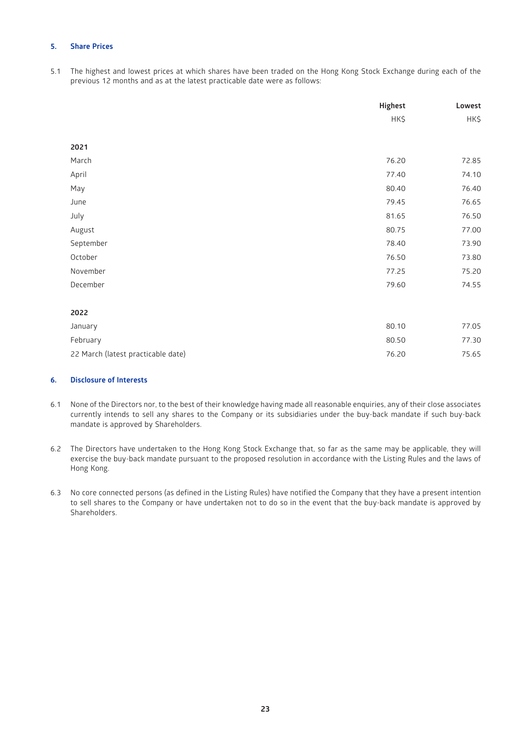## 5. Share Prices

5.1 The highest and lowest prices at which shares have been traded on the Hong Kong Stock Exchange during each of the previous 12 months and as at the latest practicable date were as follows:

| | Highest HK$ | Lowest HK$ |
|---|---|---|
| **2021** | | |
| March | 76.20 | 72.85 |
| April | 77.40 | 74.10 |
| May | 80.40 | 76.40 |
| June | 79.45 | 76.65 |
| July | 81.65 | 76.50 |
| August | 80.75 | 77.00 |
| September | 78.40 | 73.90 |
| October | 76.50 | 73.80 |
| November | 77.25 | 75.20 |
| December | 79.60 | 74.55 |
| **2022** | | |
| January | 80.10 | 77.05 |
| February | 80.50 | 77.30 |
| 22 March (latest practicable date) | 76.20 | 75.65 |

## 6. Disclosure of Interests

6.1 None of the Directors nor, to the best of their knowledge having made all reasonable enquiries, any of their close associates currently intends to sell any shares to the Company or its subsidiaries under the buy-back mandate if such buy-back mandate is approved by Shareholders.

6.2 The Directors have undertaken to the Hong Kong Stock Exchange that, so far as the same may be applicable, they will exercise the buy-back mandate pursuant to the proposed resolution in accordance with the Listing Rules and the laws of Hong Kong.

6.3 No core connected persons (as defined in the Listing Rules) have notified the Company that they have a present intention to sell shares to the Company or have undertaken not to do so in the event that the buy-back mandate is approved by Shareholders.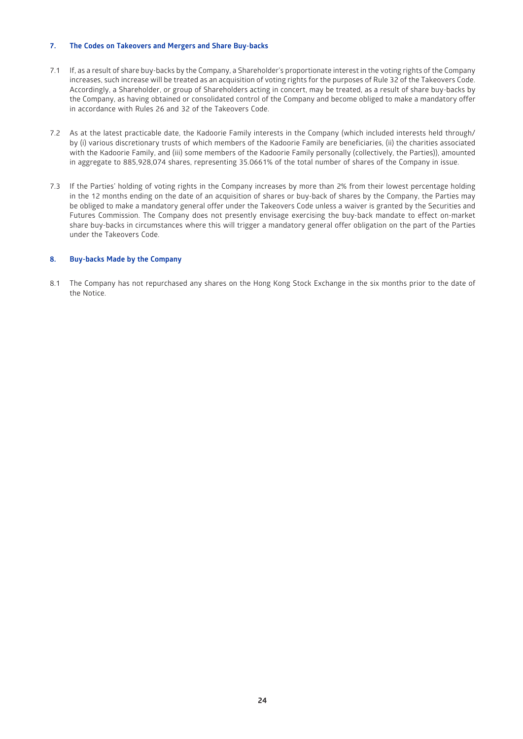## 7. The Codes on Takeovers and Mergers and Share Buy-backs

7.1 If, as a result of share buy-backs by the Company, a Shareholder's proportionate interest in the voting rights of the Company increases, such increase will be treated as an acquisition of voting rights for the purposes of Rule 32 of the Takeovers Code. Accordingly, a Shareholder, or group of Shareholders acting in concert, may be treated, as a result of share buy-backs by the Company, as having obtained or consolidated control of the Company and become obliged to make a mandatory offer in accordance with Rules 26 and 32 of the Takeovers Code.

7.2 As at the latest practicable date, the Kadoorie Family interests in the Company (which included interests held through/by (i) various discretionary trusts of which members of the Kadoorie Family are beneficiaries, (ii) the charities associated with the Kadoorie Family, and (iii) some members of the Kadoorie Family personally (collectively, the Parties)), amounted in aggregate to 885,928,074 shares, representing 35.0661% of the total number of shares of the Company in issue.

7.3 If the Parties' holding of voting rights in the Company increases by more than 2% from their lowest percentage holding in the 12 months ending on the date of an acquisition of shares or buy-back of shares by the Company, the Parties may be obliged to make a mandatory general offer under the Takeovers Code unless a waiver is granted by the Securities and Futures Commission. The Company does not presently envisage exercising the buy-back mandate to effect on-market share buy-backs in circumstances where this will trigger a mandatory general offer obligation on the part of the Parties under the Takeovers Code.

## 8. Buy-backs Made by the Company

8.1 The Company has not repurchased any shares on the Hong Kong Stock Exchange in the six months prior to the date of the Notice.